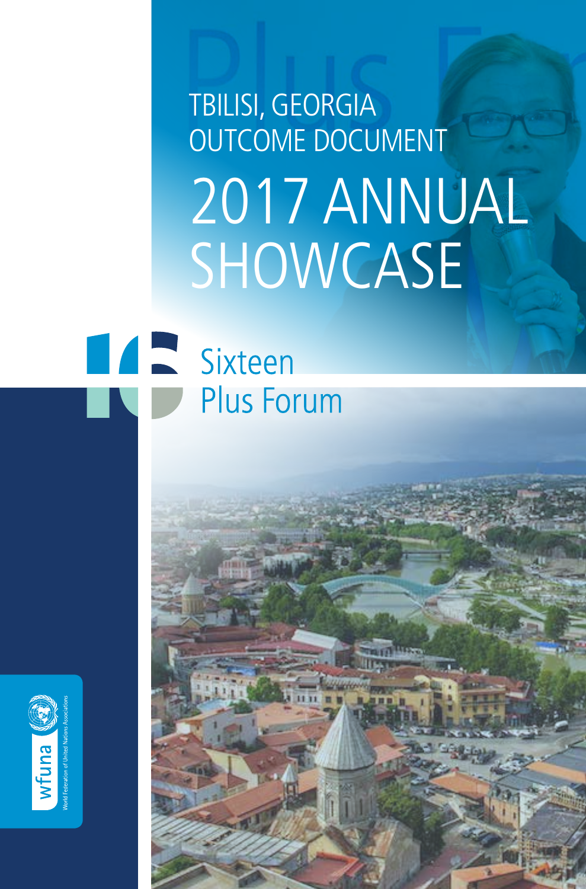TBILISI, GEORGIA
OUTCOME DOCUMENT

# 2017 ANNUAL SHOWCASE

Sixteen
Plus Forum

wfuna
World Federation of United Nations Associations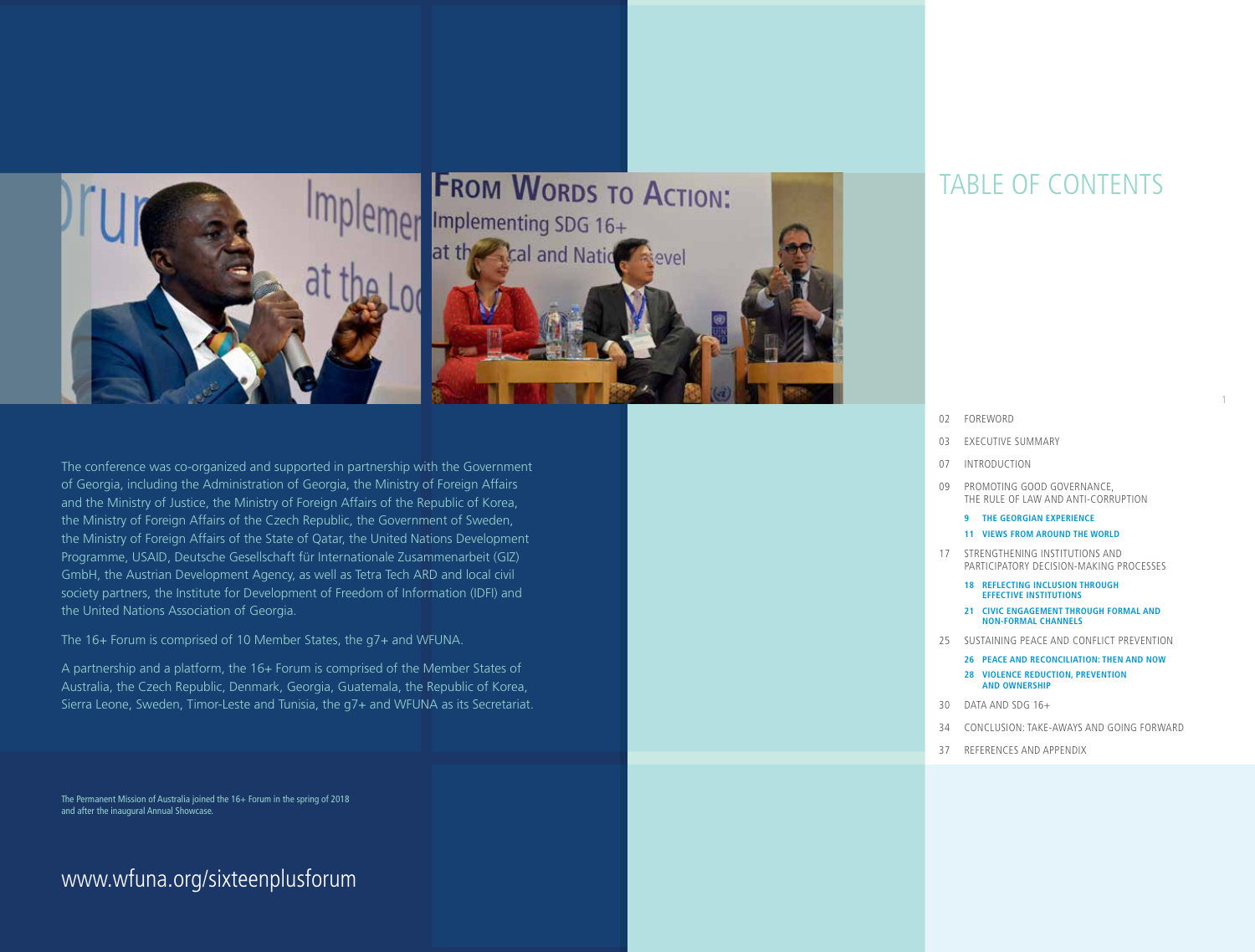The conference was co-organized and supported in partnership with the Government of Georgia, including the Administration of Georgia, the Ministry of Foreign Affairs and the Ministry of Justice, the Ministry of Foreign Affairs of the Republic of Korea, the Ministry of Foreign Affairs of the Czech Republic, the Government of Sweden, the Ministry of Foreign Affairs of the State of Qatar, the United Nations Development Programme, USAID, Deutsche Gesellschaft für Internationale Zusammenarbeit (GIZ) GmbH, the Austrian Development Agency, as well as Tetra Tech ARD and local civil society partners, the Institute for Development of Freedom of Information (IDFI) and the United Nations Association of Georgia.

The 16+ Forum is comprised of 10 Member States, the g7+ and WFUNA.

A partnership and a platform, the 16+ Forum is comprised of the Member States of Australia, the Czech Republic, Denmark, Georgia, Guatemala, the Republic of Korea, Sierra Leone, Sweden, Timor-Leste and Tunisia, the g7+ and WFUNA as its Secretariat.

The Permanent Mission of Australia joined the 16+ Forum in the spring of 2018 and after the inaugural Annual Showcase.

www.wfuna.org/sixteenplusforum

# TABLE OF CONTENTS

02 FOREWORD

03 EXECUTIVE SUMMARY

07 INTRODUCTION

09 PROMOTING GOOD GOVERNANCE, THE RULE OF LAW AND ANTI-CORRUPTION

- **9 THE GEORGIAN EXPERIENCE**
- **11 VIEWS FROM AROUND THE WORLD**

17 STRENGTHENING INSTITUTIONS AND PARTICIPATORY DECISION-MAKING PROCESSES

- **18 REFLECTING INCLUSION THROUGH EFFECTIVE INSTITUTIONS**
- **21 CIVIC ENGAGEMENT THROUGH FORMAL AND NON-FORMAL CHANNELS**

25 SUSTAINING PEACE AND CONFLICT PREVENTION

- **26 PEACE AND RECONCILIATION: THEN AND NOW**
- **28 VIOLENCE REDUCTION, PREVENTION AND OWNERSHIP**

30 DATA AND SDG 16+

34 CONCLUSION: TAKE-AWAYS AND GOING FORWARD

37 REFERENCES AND APPENDIX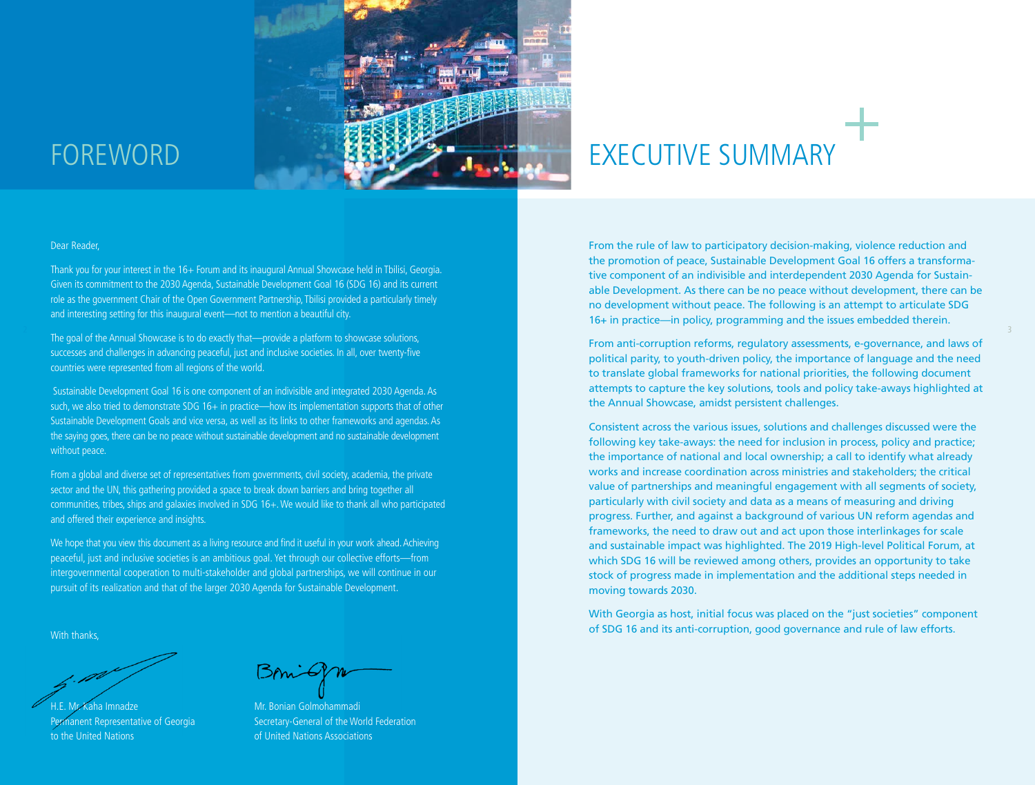# FOREWORD

Dear Reader,

Thank you for your interest in the 16+ Forum and its inaugural Annual Showcase held in Tbilisi, Georgia. Given its commitment to the 2030 Agenda, Sustainable Development Goal 16 (SDG 16) and its current role as the government Chair of the Open Government Partnership, Tbilisi provided a particularly timely and interesting setting for this inaugural event—not to mention a beautiful city.

The goal of the Annual Showcase is to do exactly that—provide a platform to showcase solutions, successes and challenges in advancing peaceful, just and inclusive societies. In all, over twenty-five countries were represented from all regions of the world.

Sustainable Development Goal 16 is one component of an indivisible and integrated 2030 Agenda. As such, we also tried to demonstrate SDG 16+ in practice—how its implementation supports that of other Sustainable Development Goals and vice versa, as well as its links to other frameworks and agendas. As the saying goes, there can be no peace without sustainable development and no sustainable development without peace.

From a global and diverse set of representatives from governments, civil society, academia, the private sector and the UN, this gathering provided a space to break down barriers and bring together all communities, tribes, ships and galaxies involved in SDG 16+. We would like to thank all who participated and offered their experience and insights.

We hope that you view this document as a living resource and find it useful in your work ahead. Achieving peaceful, just and inclusive societies is an ambitious goal. Yet through our collective efforts—from intergovernmental cooperation to multi-stakeholder and global partnerships, we will continue in our pursuit of its realization and that of the larger 2030 Agenda for Sustainable Development.

With thanks,

H.E. Mr. Kaha Imnadze
Permanent Representative of Georgia
to the United Nations

Mr. Bonian Golmohammadi
Secretary-General of the World Federation
of United Nations Associations

# EXECUTIVE SUMMARY

From the rule of law to participatory decision-making, violence reduction and the promotion of peace, Sustainable Development Goal 16 offers a transformative component of an indivisible and interdependent 2030 Agenda for Sustainable Development. As there can be no peace without development, there can be no development without peace. The following is an attempt to articulate SDG 16+ in practice—in policy, programming and the issues embedded therein.

From anti-corruption reforms, regulatory assessments, e-governance, and laws of political parity, to youth-driven policy, the importance of language and the need to translate global frameworks for national priorities, the following document attempts to capture the key solutions, tools and policy take-aways highlighted at the Annual Showcase, amidst persistent challenges.

Consistent across the various issues, solutions and challenges discussed were the following key take-aways: the need for inclusion in process, policy and practice; the importance of national and local ownership; a call to identify what already works and increase coordination across ministries and stakeholders; the critical value of partnerships and meaningful engagement with all segments of society, particularly with civil society and data as a means of measuring and driving progress. Further, and against a background of various UN reform agendas and frameworks, the need to draw out and act upon those interlinkages for scale and sustainable impact was highlighted. The 2019 High-level Political Forum, at which SDG 16 will be reviewed among others, provides an opportunity to take stock of progress made in implementation and the additional steps needed in moving towards 2030.

With Georgia as host, initial focus was placed on the "just societies" component of SDG 16 and its anti-corruption, good governance and rule of law efforts.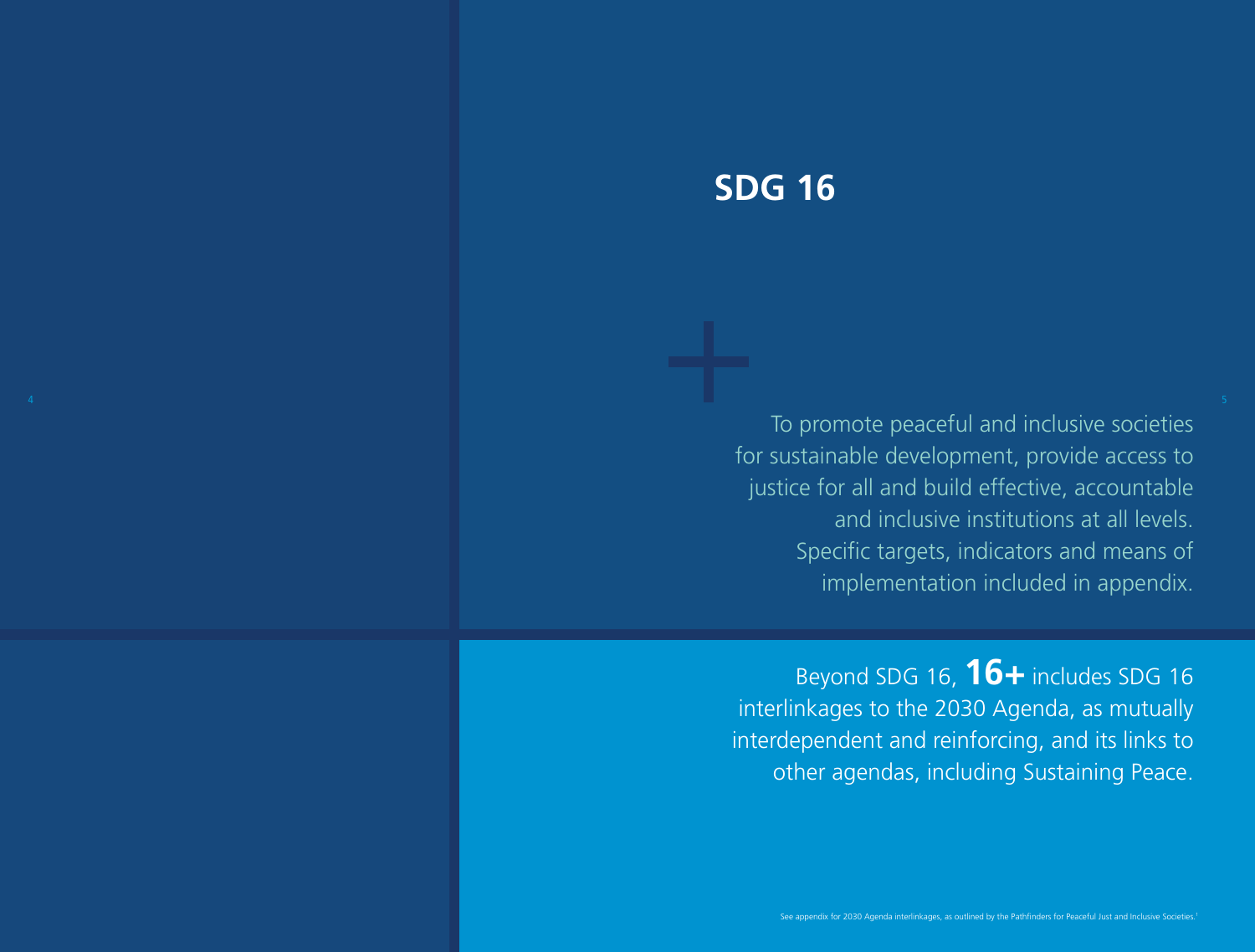# SDG 16

To promote peaceful and inclusive societies for sustainable development, provide access to justice for all and build effective, accountable and inclusive institutions at all levels. Specific targets, indicators and means of implementation included in appendix.

Beyond SDG 16, **16+** includes SDG 16 interlinkages to the 2030 Agenda, as mutually interdependent and reinforcing, and its links to other agendas, including Sustaining Peace.

See appendix for 2030 Agenda interlinkages, as outlined by the Pathfinders for Peaceful Just and Inclusive Societies.[1]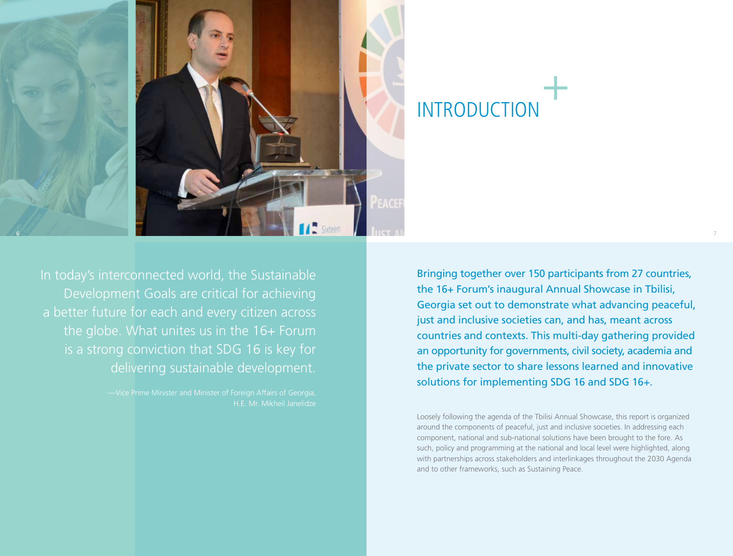# INTRODUCTION

> In today's interconnected world, the Sustainable Development Goals are critical for achieving a better future for each and every citizen across the globe. What unites us in the 16+ Forum is a strong conviction that SDG 16 is key for delivering sustainable development.
>
> —Vice Prime Minister and Minister of Foreign Affairs of Georgia, H.E. Mr. Mikheil Janelidze

Bringing together over 150 participants from 27 countries, the 16+ Forum's inaugural Annual Showcase in Tbilisi, Georgia set out to demonstrate what advancing peaceful, just and inclusive societies can, and has, meant across countries and contexts. This multi-day gathering provided an opportunity for governments, civil society, academia and the private sector to share lessons learned and innovative solutions for implementing SDG 16 and SDG 16+.

Loosely following the agenda of the Tbilisi Annual Showcase, this report is organized around the components of peaceful, just and inclusive societies. In addressing each component, national and sub-national solutions have been brought to the fore. As such, policy and programming at the national and local level were highlighted, along with partnerships across stakeholders and interlinkages throughout the 2030 Agenda and to other frameworks, such as Sustaining Peace.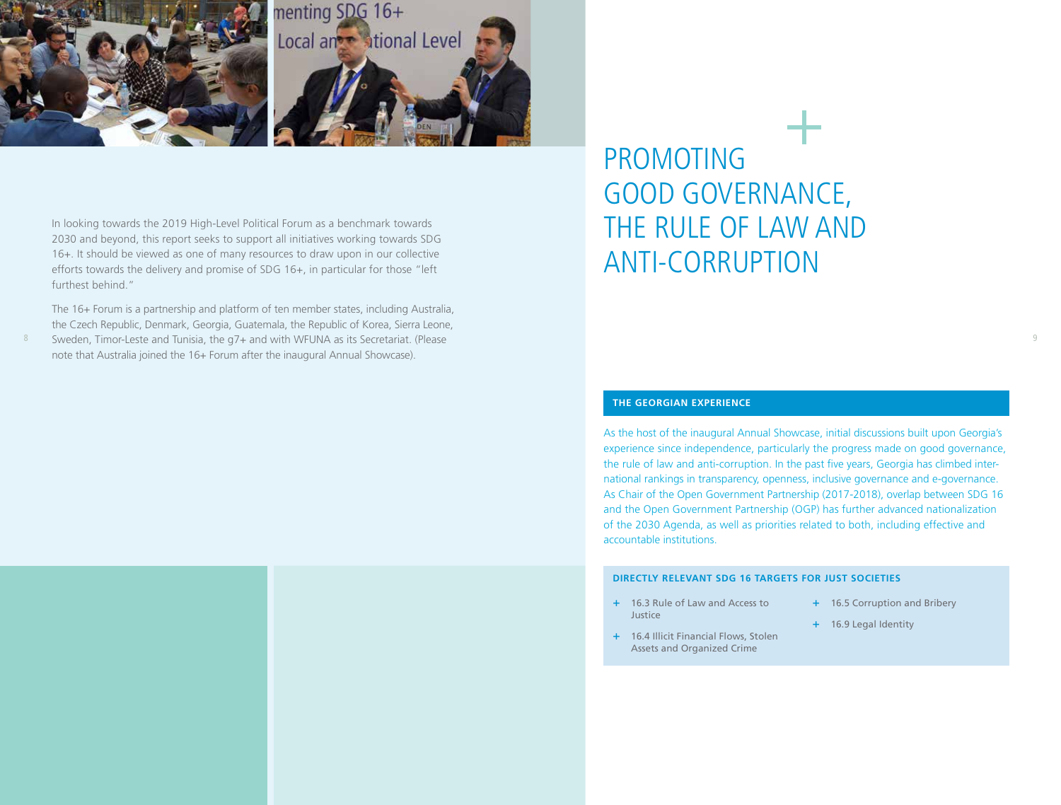In looking towards the 2019 High-Level Political Forum as a benchmark towards 2030 and beyond, this report seeks to support all initiatives working towards SDG 16+. It should be viewed as one of many resources to draw upon in our collective efforts towards the delivery and promise of SDG 16+, in particular for those "left furthest behind."

The 16+ Forum is a partnership and platform of ten member states, including Australia, the Czech Republic, Denmark, Georgia, Guatemala, the Republic of Korea, Sierra Leone, Sweden, Timor-Leste and Tunisia, the g7+ and with WFUNA as its Secretariat. (Please note that Australia joined the 16+ Forum after the inaugural Annual Showcase).

# PROMOTING GOOD GOVERNANCE, THE RULE OF LAW AND ANTI-CORRUPTION

## THE GEORGIAN EXPERIENCE

As the host of the inaugural Annual Showcase, initial discussions built upon Georgia's experience since independence, particularly the progress made on good governance, the rule of law and anti-corruption. In the past five years, Georgia has climbed international rankings in transparency, openness, inclusive governance and e-governance. As Chair of the Open Government Partnership (2017-2018), overlap between SDG 16 and the Open Government Partnership (OGP) has further advanced nationalization of the 2030 Agenda, as well as priorities related to both, including effective and accountable institutions.

### DIRECTLY RELEVANT SDG 16 TARGETS FOR JUST SOCIETIES

- 16.3 Rule of Law and Access to Justice
- 16.4 Illicit Financial Flows, Stolen Assets and Organized Crime
- 16.5 Corruption and Bribery
- 16.9 Legal Identity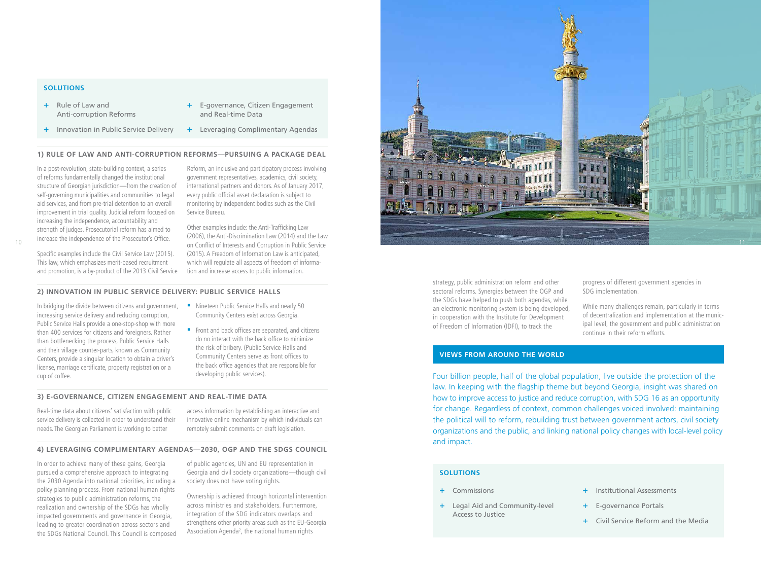## SOLUTIONS

- + Rule of Law and Anti-corruption Reforms
- + E-governance, Citizen Engagement and Real-time Data
- + Innovation in Public Service Delivery
- + Leveraging Complimentary Agendas

### 1) RULE OF LAW AND ANTI-CORRUPTION REFORMS—PURSUING A PACKAGE DEAL

In a post-revolution, state-building context, a series of reforms fundamentally changed the institutional structure of Georgian jurisdiction—from the creation of self-governing municipalities and communities to legal aid services, and from pre-trial detention to an overall improvement in trial quality. Judicial reform focused on increasing the independence, accountability and strength of judges. Prosecutorial reform has aimed to increase the independence of the Prosecutor's Office.

Specific examples include the Civil Service Law (2015). This law, which emphasizes merit-based recruitment and promotion, is a by-product of the 2013 Civil Service Reform, an inclusive and participatory process involving government representatives, academics, civil society, international partners and donors. As of January 2017, every public official asset declaration is subject to monitoring by independent bodies such as the Civil Service Bureau.

Other examples include: the Anti-Trafficking Law (2006), the Anti-Discrimination Law (2014) and the Law on Conflict of Interests and Corruption in Public Service (2015). A Freedom of Information Law is anticipated, which will regulate all aspects of freedom of information and increase access to public information.

### 2) INNOVATION IN PUBLIC SERVICE DELIVERY: PUBLIC SERVICE HALLS

In bridging the divide between citizens and government, increasing service delivery and reducing corruption, Public Service Halls provide a one-stop-shop with more than 400 services for citizens and foreigners. Rather than bottlenecking the process, Public Service Halls and their village counter-parts, known as Community Centers, provide a singular location to obtain a driver's license, marriage certificate, property registration or a cup of coffee.

- Nineteen Public Service Halls and nearly 50 Community Centers exist across Georgia.
- Front and back offices are separated, and citizens do no interact with the back office to minimize the risk of bribery. (Public Service Halls and Community Centers serve as front offices to the back office agencies that are responsible for developing public services).

### 3) E-GOVERNANCE, CITIZEN ENGAGEMENT AND REAL-TIME DATA

Real-time data about citizens' satisfaction with public service delivery is collected in order to understand their needs. The Georgian Parliament is working to better access information by establishing an interactive and innovative online mechanism by which individuals can remotely submit comments on draft legislation.

### 4) LEVERAGING COMPLIMENTARY AGENDAS—2030, OGP AND THE SDGS COUNCIL

In order to achieve many of these gains, Georgia pursued a comprehensive approach to integrating the 2030 Agenda into national priorities, including a policy planning process. From national human rights strategies to public administration reforms, the realization and ownership of the SDGs has wholly impacted governments and governance in Georgia, leading to greater coordination across sectors and the SDGs National Council. This Council is composed of public agencies, UN and EU representation in Georgia and civil society organizations—though civil society does not have voting rights.

Ownership is achieved through horizontal intervention across ministries and stakeholders. Furthermore, integration of the SDG indicators overlaps and strengthens other priority areas such as the EU-Georgia Association Agenda[2], the national human rights strategy, public administration reform and other sectoral reforms. Synergies between the OGP and the SDGs have helped to push both agendas, while an electronic monitoring system is being developed, in cooperation with the Institute for Development of Freedom of Information (IDFI), to track the progress of different government agencies in SDG implementation.

While many challenges remain, particularly in terms of decentralization and implementation at the municipal level, the government and public administration continue in their reform efforts.

## VIEWS FROM AROUND THE WORLD

Four billion people, half of the global population, live outside the protection of the law. In keeping with the flagship theme but beyond Georgia, insight was shared on how to improve access to justice and reduce corruption, with SDG 16 as an opportunity for change. Regardless of context, common challenges voiced involved: maintaining the political will to reform, rebuilding trust between government actors, civil society organizations and the public, and linking national policy changes with local-level policy and impact.

## SOLUTIONS

- + Commissions
- + Legal Aid and Community-level Access to Justice
- + Institutional Assessments
- + E-governance Portals
- + Civil Service Reform and the Media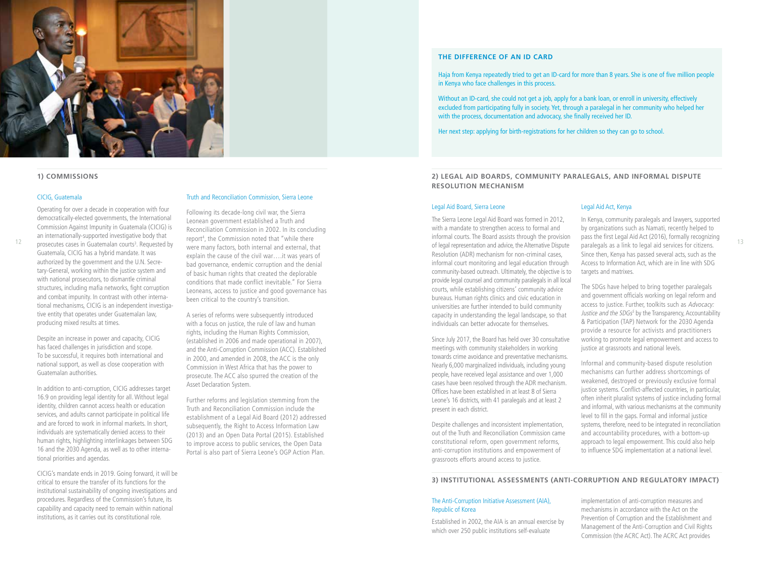## 1) COMMISSIONS

### CICIG, Guatemala

Operating for over a decade in cooperation with four democratically-elected governments, the International Commission Against Impunity in Guatemala (CICIG) is an internationally-supported investigative body that prosecutes cases in Guatemalan courts[3]. Requested by Guatemala, CICIG has a hybrid mandate. It was authorized by the government and the U.N. Secretary-General, working within the justice system and with national prosecutors, to dismantle criminal structures, including mafia networks, fight corruption and combat impunity. In contrast with other international mechanisms, CICIG is an independent investigative entity that operates under Guatemalan law, producing mixed results at times.

Despite an increase in power and capacity, CICIG has faced challenges in jurisdiction and scope. To be successful, it requires both international and national support, as well as close cooperation with Guatemalan authorities.

In addition to anti-corruption, CICIG addresses target 16.9 on providing legal identity for all. Without legal identity, children cannot access health or education services, and adults cannot participate in political life and are forced to work in informal markets. In short, individuals are systematically denied access to their human rights, highlighting interlinkages between SDG 16 and the 2030 Agenda, as well as to other international priorities and agendas.

CICIG's mandate ends in 2019. Going forward, it will be critical to ensure the transfer of its functions for the institutional sustainability of ongoing investigations and procedures. Regardless of the Commission's future, its capability and capacity need to remain within national institutions, as it carries out its constitutional role.

### Truth and Reconciliation Commission, Sierra Leone

Following its decade-long civil war, the Sierra Leonean government established a Truth and Reconciliation Commission in 2002. In its concluding report[4], the Commission noted that "while there were many factors, both internal and external, that explain the cause of the civil war….it was years of bad governance, endemic corruption and the denial of basic human rights that created the deplorable conditions that made conflict inevitable." For Sierra Leoneans, access to justice and good governance has been critical to the country's transition.

A series of reforms were subsequently introduced with a focus on justice, the rule of law and human rights, including the Human Rights Commission, (established in 2006 and made operational in 2007), and the Anti-Corruption Commission (ACC). Established in 2000, and amended in 2008, the ACC is the only Commission in West Africa that has the power to prosecute. The ACC also spurred the creation of the Asset Declaration System.

Further reforms and legislation stemming from the Truth and Reconciliation Commission include the establishment of a Legal Aid Board (2012) addressed subsequently, the Right to Access Information Law (2013) and an Open Data Portal (2015). Established to improve access to public services, the Open Data Portal is also part of Sierra Leone's OGP Action Plan.

**THE DIFFERENCE OF AN ID CARD**

Haja from Kenya repeatedly tried to get an ID-card for more than 8 years. She is one of five million people in Kenya who face challenges in this process.

Without an ID-card, she could not get a job, apply for a bank loan, or enroll in university, effectively excluded from participating fully in society. Yet, through a paralegal in her community who helped her with the process, documentation and advocacy, she finally received her ID.

Her next step: applying for birth-registrations for her children so they can go to school.

## 2) LEGAL AID BOARDS, COMMUNITY PARALEGALS, AND INFORMAL DISPUTE RESOLUTION MECHANISM

### Legal Aid Board, Sierra Leone

The Sierra Leone Legal Aid Board was formed in 2012, with a mandate to strengthen access to formal and informal courts. The Board assists through the provision of legal representation and advice, the Alternative Dispute Resolution (ADR) mechanism for non-criminal cases, informal court monitoring and legal education through community-based outreach. Ultimately, the objective is to provide legal counsel and community paralegals in all local courts, while establishing citizens' community advice bureaus. Human rights clinics and civic education in universities are further intended to build community capacity in understanding the legal landscape, so that individuals can better advocate for themselves.

Since July 2017, the Board has held over 30 consultative meetings with community stakeholders in working towards crime avoidance and preventative mechanisms. Nearly 6,000 marginalized individuals, including young people, have received legal assistance and over 1,000 cases have been resolved through the ADR mechanism. Offices have been established in at least 8 of Sierra Leone's 16 districts, with 41 paralegals and at least 2 present in each district.

Despite challenges and inconsistent implementation, out of the Truth and Reconciliation Commission came constitutional reform, open government reforms, anti-corruption institutions and empowerment of grassroots efforts around access to justice.

### Legal Aid Act, Kenya

In Kenya, community paralegals and lawyers, supported by organizations such as Namati, recently helped to pass the first Legal Aid Act (2016), formally recognizing paralegals as a link to legal aid services for citizens. Since then, Kenya has passed several acts, such as the Access to Information Act, which are in line with SDG targets and matrixes.

The SDGs have helped to bring together paralegals and government officials working on legal reform and access to justice. Further, toolkits such as *Advocacy: Justice and the SDGs*[5] by the Transparency, Accountability & Participation (TAP) Network for the 2030 Agenda provide a resource for activists and practitioners working to promote legal empowerment and access to justice at grassroots and national levels.

Informal and community-based dispute resolution mechanisms can further address shortcomings of weakened, destroyed or previously exclusive formal justice systems. Conflict-affected countries, in particular, often inherit pluralist systems of justice including formal and informal, with various mechanisms at the community level to fill in the gaps. Formal and informal justice systems, therefore, need to be integrated in reconciliation and accountability procedures, with a bottom-up approach to legal empowerment. This could also help to influence SDG implementation at a national level.

## 3) INSTITUTIONAL ASSESSMENTS (ANTI-CORRUPTION AND REGULATORY IMPACT)

### The Anti-Corruption Initiative Assessment (AIA), Republic of Korea

Established in 2002, the AIA is an annual exercise by which over 250 public institutions self-evaluate implementation of anti-corruption measures and mechanisms in accordance with the Act on the Prevention of Corruption and the Establishment and Management of the Anti-Corruption and Civil Rights Commission (the ACRC Act). The ACRC Act provides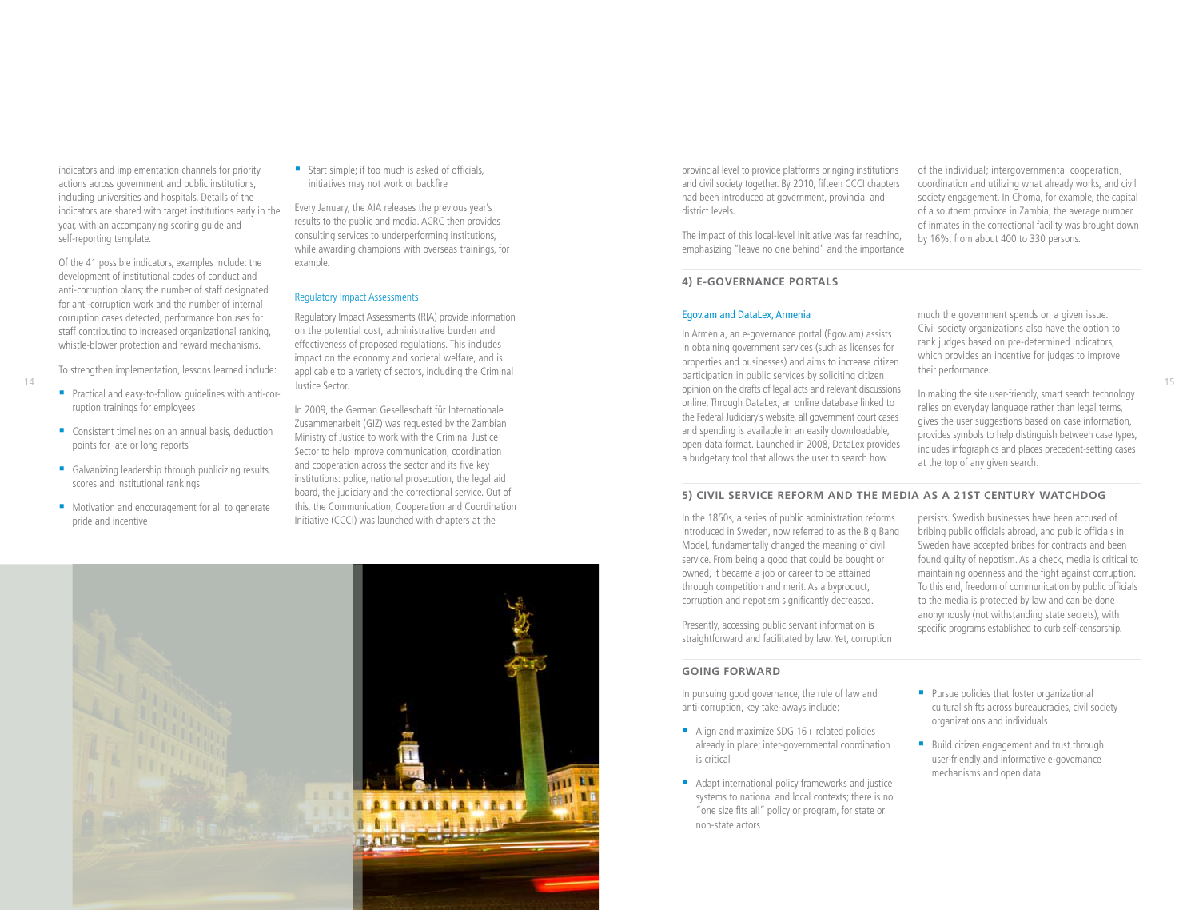indicators and implementation channels for priority actions across government and public institutions, including universities and hospitals. Details of the indicators are shared with target institutions early in the year, with an accompanying scoring guide and self-reporting template.

Of the 41 possible indicators, examples include: the development of institutional codes of conduct and anti-corruption plans; the number of staff designated for anti-corruption work and the number of internal corruption cases detected; performance bonuses for staff contributing to increased organizational ranking, whistle-blower protection and reward mechanisms.

To strengthen implementation, lessons learned include:

- Practical and easy-to-follow guidelines with anti-corruption trainings for employees
- Consistent timelines on an annual basis, deduction points for late or long reports
- Galvanizing leadership through publicizing results, scores and institutional rankings
- Motivation and encouragement for all to generate pride and incentive
- Start simple; if too much is asked of officials, initiatives may not work or backfire

Every January, the AIA releases the previous year's results to the public and media. ACRC then provides consulting services to underperforming institutions, while awarding champions with overseas trainings, for example.

### Regulatory Impact Assessments

Regulatory Impact Assessments (RIA) provide information on the potential cost, administrative burden and effectiveness of proposed regulations. This includes impact on the economy and societal welfare, and is applicable to a variety of sectors, including the Criminal Justice Sector.

In 2009, the German Gesellschaft für Internationale Zusammenarbeit (GIZ) was requested by the Zambian Ministry of Justice to work with the Criminal Justice Sector to help improve communication, coordination and cooperation across the sector and its five key institutions: police, national prosecution, the legal aid board, the judiciary and the correctional service. Out of this, the Communication, Cooperation and Coordination Initiative (CCCI) was launched with chapters at the provincial level to provide platforms bringing institutions and civil society together. By 2010, fifteen CCCI chapters had been introduced at government, provincial and district levels.

The impact of this local-level initiative was far reaching, emphasizing "leave no one behind" and the importance of the individual; intergovernmental cooperation, coordination and utilizing what already works, and civil society engagement. In Choma, for example, the capital of a southern province in Zambia, the average number of inmates in the correctional facility was brought down by 16%, from about 400 to 330 persons.

## 4) E-GOVERNANCE PORTALS

### Egov.am and DataLex, Armenia

In Armenia, an e-governance portal (Egov.am) assists in obtaining government services (such as licenses for properties and businesses) and aims to increase citizen participation in public services by soliciting citizen opinion on the drafts of legal acts and relevant discussions online. Through DataLex, an online database linked to the Federal Judiciary's website, all government court cases and spending is available in an easily downloadable, open data format. Launched in 2008, DataLex provides a budgetary tool that allows the user to search how much the government spends on a given issue. Civil society organizations also have the option to rank judges based on pre-determined indicators, which provides an incentive for judges to improve their performance.

In making the site user-friendly, smart search technology relies on everyday language rather than legal terms, gives the user suggestions based on case information, provides symbols to help distinguish between case types, includes infographics and places precedent-setting cases at the top of any given search.

## 5) CIVIL SERVICE REFORM AND THE MEDIA AS A 21ST CENTURY WATCHDOG

In the 1850s, a series of public administration reforms introduced in Sweden, now referred to as the Big Bang Model, fundamentally changed the meaning of civil service. From being a good that could be bought or owned, it became a job or career to be attained through competition and merit. As a byproduct, corruption and nepotism significantly decreased.

Presently, accessing public servant information is straightforward and facilitated by law. Yet, corruption persists. Swedish businesses have been accused of bribing public officials abroad, and public officials in Sweden have accepted bribes for contracts and been found guilty of nepotism. As a check, media is critical to maintaining openness and the fight against corruption. To this end, freedom of communication by public officials to the media is protected by law and can be done anonymously (not withstanding state secrets), with specific programs established to curb self-censorship.

## GOING FORWARD

In pursuing good governance, the rule of law and anti-corruption, key take-aways include:

- Align and maximize SDG 16+ related policies already in place; inter-governmental coordination is critical
- Adapt international policy frameworks and justice systems to national and local contexts; there is no "one size fits all" policy or program, for state or non-state actors
- Pursue policies that foster organizational cultural shifts across bureaucracies, civil society organizations and individuals
- Build citizen engagement and trust through user-friendly and informative e-governance mechanisms and open data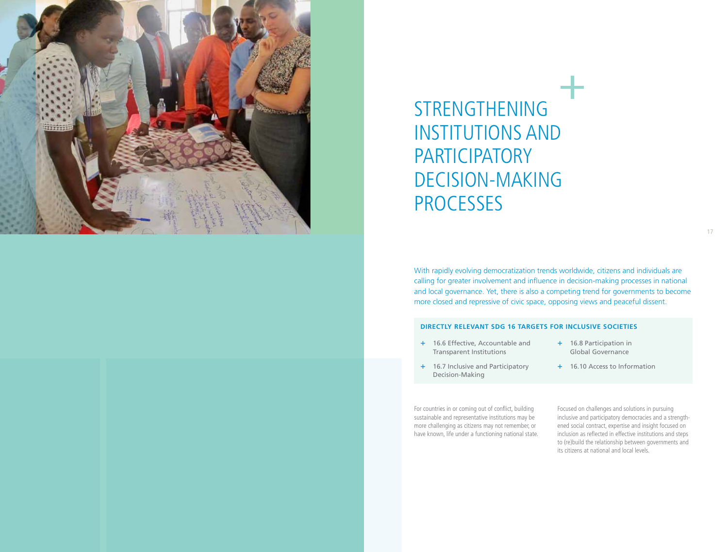# STRENGTHENING INSTITUTIONS AND PARTICIPATORY DECISION-MAKING PROCESSES

With rapidly evolving democratization trends worldwide, citizens and individuals are calling for greater involvement and influence in decision-making processes in national and local governance. Yet, there is also a competing trend for governments to become more closed and repressive of civic space, opposing views and peaceful dissent.

**DIRECTLY RELEVANT SDG 16 TARGETS FOR INCLUSIVE SOCIETIES**

- 16.6 Effective, Accountable and Transparent Institutions
- 16.7 Inclusive and Participatory Decision-Making
- 16.8 Participation in Global Governance
- 16.10 Access to Information

For countries in or coming out of conflict, building sustainable and representative institutions may be more challenging as citizens may not remember, or have known, life under a functioning national state.

Focused on challenges and solutions in pursuing inclusive and participatory democracies and a strengthened social contract, expertise and insight focused on inclusion as reflected in effective institutions and steps to (re)build the relationship between governments and its citizens at national and local levels.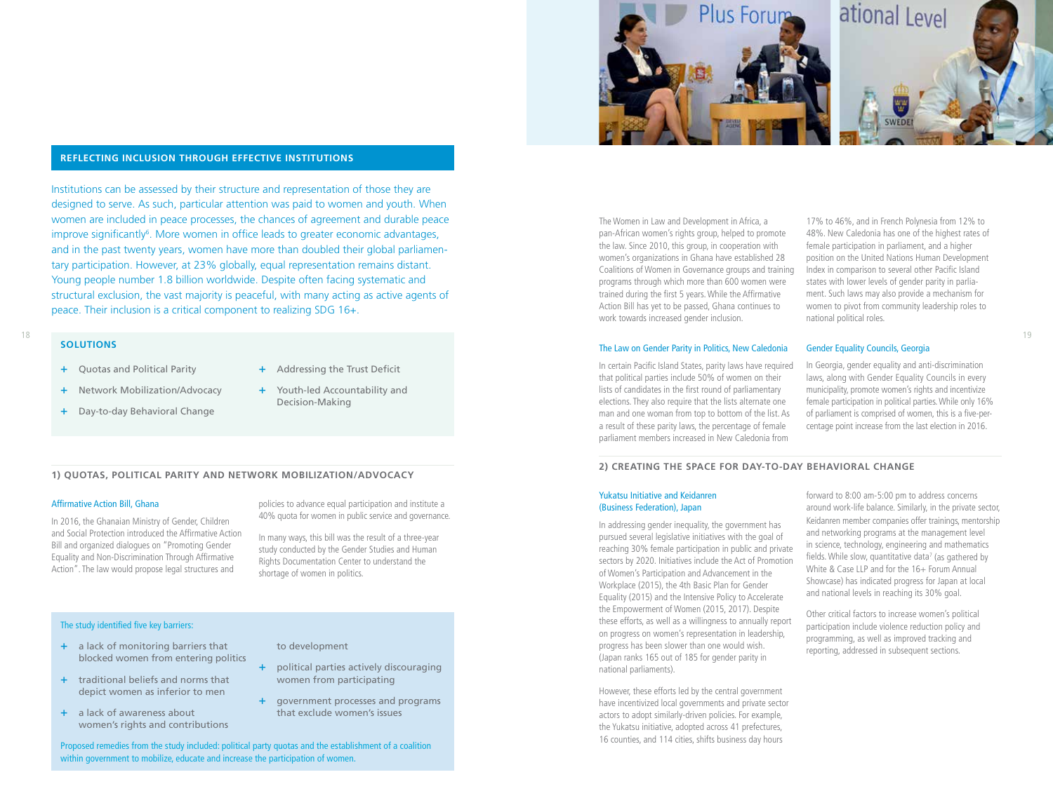## REFLECTING INCLUSION THROUGH EFFECTIVE INSTITUTIONS

Institutions can be assessed by their structure and representation of those they are designed to serve. As such, particular attention was paid to women and youth. When women are included in peace processes, the chances of agreement and durable peace improve significantly[6]. More women in office leads to greater economic advantages, and in the past twenty years, women have more than doubled their global parliamentary participation. However, at 23% globally, equal representation remains distant. Young people number 1.8 billion worldwide. Despite often facing systematic and structural exclusion, the vast majority is peaceful, with many acting as active agents of peace. Their inclusion is a critical component to realizing SDG 16+.

### SOLUTIONS

- Quotas and Political Parity
- Network Mobilization/Advocacy
- Day-to-day Behavioral Change
- Addressing the Trust Deficit
- Youth-led Accountability and Decision-Making

## 1) QUOTAS, POLITICAL PARITY AND NETWORK MOBILIZATION/ADVOCACY

### Affirmative Action Bill, Ghana

In 2016, the Ghanaian Ministry of Gender, Children and Social Protection introduced the Affirmative Action Bill and organized dialogues on "Promoting Gender Equality and Non-Discrimination Through Affirmative Action". The law would propose legal structures and policies to advance equal participation and institute a 40% quota for women in public service and governance.

In many ways, this bill was the result of a three-year study conducted by the Gender Studies and Human Rights Documentation Center to understand the shortage of women in politics.

The study identified five key barriers:

- a lack of monitoring barriers that blocked women from entering politics
- traditional beliefs and norms that depict women as inferior to men
- a lack of awareness about women's rights and contributions to development
- political parties actively discouraging women from participating
- government processes and programs that exclude women's issues

Proposed remedies from the study included: political party quotas and the establishment of a coalition within government to mobilize, educate and increase the participation of women.

The Women in Law and Development in Africa, a pan-African women's rights group, helped to promote the law. Since 2010, this group, in cooperation with women's organizations in Ghana have established 28 Coalitions of Women in Governance groups and training programs through which more than 600 women were trained during the first 5 years. While the Affirmative Action Bill has yet to be passed, Ghana continues to work towards increased gender inclusion.

### The Law on Gender Parity in Politics, New Caledonia

In certain Pacific Island States, parity laws have required that political parties include 50% of women on their lists of candidates in the first round of parliamentary elections. They also require that the lists alternate one man and one woman from top to bottom of the list. As a result of these parity laws, the percentage of female parliament members increased in New Caledonia from 17% to 46%, and in French Polynesia from 12% to 48%. New Caledonia has one of the highest rates of female participation in parliament, and a higher position on the United Nations Human Development Index in comparison to several other Pacific Island states with lower levels of gender parity in parliament. Such laws may also provide a mechanism for women to pivot from community leadership roles to national political roles.

### Gender Equality Councils, Georgia

In Georgia, gender equality and anti-discrimination laws, along with Gender Equality Councils in every municipality, promote women's rights and incentivize female participation in political parties. While only 16% of parliament is comprised of women, this is a five-percentage point increase from the last election in 2016.

## 2) CREATING THE SPACE FOR DAY-TO-DAY BEHAVIORAL CHANGE

### Yukatsu Initiative and Keidanren (Business Federation), Japan

In addressing gender inequality, the government has pursued several legislative initiatives with the goal of reaching 30% female participation in public and private sectors by 2020. Initiatives include the Act of Promotion of Women's Participation and Advancement in the Workplace (2015), the 4th Basic Plan for Gender Equality (2015) and the Intensive Policy to Accelerate the Empowerment of Women (2015, 2017). Despite these efforts, as well as a willingness to annually report on progress on women's representation in leadership, progress has been slower than one would wish. (Japan ranks 165 out of 185 for gender parity in national parliaments).

However, these efforts led by the central government have incentivized local governments and private sector actors to adopt similarly-driven policies. For example, the Yukatsu initiative, adopted across 41 prefectures, 16 counties, and 114 cities, shifts business day hours forward to 8:00 am-5:00 pm to address concerns around work-life balance. Similarly, in the private sector, Keidanren member companies offer trainings, mentorship and networking programs at the management level in science, technology, engineering and mathematics fields. While slow, quantitative data[7] (as gathered by White & Case LLP and for the 16+ Forum Annual Showcase) has indicated progress for Japan at local and national levels in reaching its 30% goal.

Other critical factors to increase women's political participation include violence reduction policy and programming, as well as improved tracking and reporting, addressed in subsequent sections.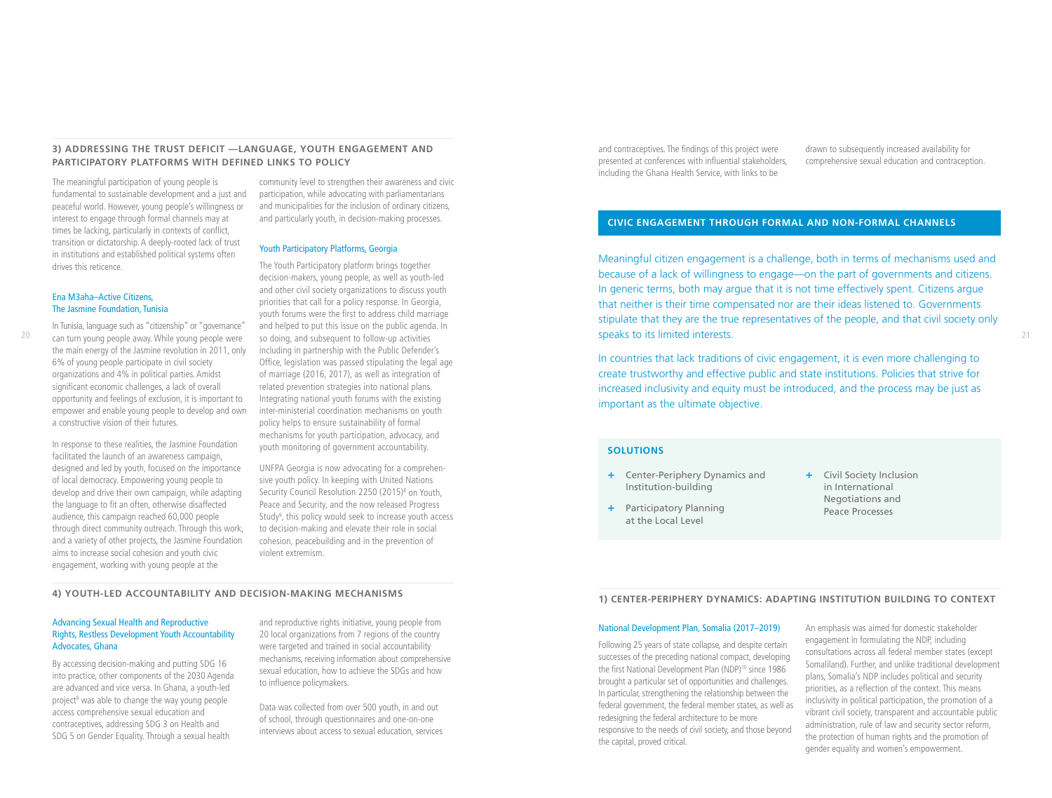### 3) ADDRESSING THE TRUST DEFICIT —LANGUAGE, YOUTH ENGAGEMENT AND PARTICIPATORY PLATFORMS WITH DEFINED LINKS TO POLICY

The meaningful participation of young people is fundamental to sustainable development and a just and peaceful world. However, young people's willingness or interest to engage through formal channels may at times be lacking, particularly in contexts of conflict, transition or dictatorship. A deeply-rooted lack of trust in institutions and established political systems often drives this reticence.

#### Ena M3aha–Active Citizens, The Jasmine Foundation, Tunisia

In Tunisia, language such as "citizenship" or "governance" can turn young people away. While young people were the main energy of the Jasmine revolution in 2011, only 6% of young people participate in civil society organizations and 4% in political parties. Amidst significant economic challenges, a lack of overall opportunity and feelings of exclusion, it is important to empower and enable young people to develop and own a constructive vision of their futures.

In response to these realities, the Jasmine Foundation facilitated the launch of an awareness campaign, designed and led by youth, focused on the importance of local democracy. Empowering young people to develop and drive their own campaign, while adapting the language to fit an often, otherwise disaffected audience, this campaign reached 60,000 people through direct community outreach. Through this work, and a variety of other projects, the Jasmine Foundation aims to increase social cohesion and youth civic engagement, working with young people at the community level to strengthen their awareness and civic participation, while advocating with parliamentarians and municipalities for the inclusion of ordinary citizens, and particularly youth, in decision-making processes.

#### Youth Participatory Platforms, Georgia

The Youth Participatory platform brings together decision-makers, young people, as well as youth-led and other civil society organizations to discuss youth priorities that call for a policy response. In Georgia, youth forums were the first to address child marriage and helped to put this issue on the public agenda. In so doing, and subsequent to follow-up activities including in partnership with the Public Defender's Office, legislation was passed stipulating the legal age of marriage (2016, 2017), as well as integration of related prevention strategies into national plans. Integrating national youth forums with the existing inter-ministerial coordination mechanisms on youth policy helps to ensure sustainability of formal mechanisms for youth participation, advocacy, and youth monitoring of government accountability.

UNFPA Georgia is now advocating for a comprehensive youth policy. In keeping with United Nations Security Council Resolution 2250 (2015)[8] on Youth, Peace and Security, and the now released Progress Study[9], this policy would seek to increase youth access to decision-making and elevate their role in social cohesion, peacebuilding and in the prevention of violent extremism.

### 4) YOUTH-LED ACCOUNTABILITY AND DECISION-MAKING MECHANISMS

#### Advancing Sexual Health and Reproductive Rights, Restless Development Youth Accountability Advocates, Ghana

By accessing decision-making and putting SDG 16 into practice, other components of the 2030 Agenda are advanced and vice versa. In Ghana, a youth-led project[9] was able to change the way young people access comprehensive sexual education and contraceptives, addressing SDG 3 on Health and SDG 5 on Gender Equality. Through a sexual health and reproductive rights initiative, young people from 20 local organizations from 7 regions of the country were targeted and trained in social accountability mechanisms, receiving information about comprehensive sexual education, how to achieve the SDGs and how to influence policymakers.

Data was collected from over 500 youth, in and out of school, through questionnaires and one-on-one interviews about access to sexual education, services and contraceptives. The findings of this project were presented at conferences with influential stakeholders, including the Ghana Health Service, with links to be drawn to subsequently increased availability for comprehensive sexual education and contraception.

## CIVIC ENGAGEMENT THROUGH FORMAL AND NON-FORMAL CHANNELS

Meaningful citizen engagement is a challenge, both in terms of mechanisms used and because of a lack of willingness to engage—on the part of governments and citizens. In generic terms, both may argue that it is not time effectively spent. Citizens argue that neither is their time compensated nor are their ideas listened to. Governments stipulate that they are the true representatives of the people, and that civil society only speaks to its limited interests.

In countries that lack traditions of civic engagement, it is even more challenging to create trustworthy and effective public and state institutions. Policies that strive for increased inclusivity and equity must be introduced, and the process may be just as important as the ultimate objective.

**SOLUTIONS**

+ Center-Periphery Dynamics and Institution-building
+ Participatory Planning at the Local Level
+ Civil Society Inclusion in International Negotiations and Peace Processes

### 1) CENTER-PERIPHERY DYNAMICS: ADAPTING INSTITUTION BUILDING TO CONTEXT

#### National Development Plan, Somalia (2017–2019)

Following 25 years of state collapse, and despite certain successes of the preceding national compact, developing the first National Development Plan (NDP)[10] since 1986 brought a particular set of opportunities and challenges. In particular, strengthening the relationship between the federal government, the federal member states, as well as redesigning the federal architecture to be more responsive to the needs of civil society, and those beyond the capital, proved critical.

An emphasis was aimed for domestic stakeholder engagement in formulating the NDP, including consultations across all federal member states (except Somaliland). Further, and unlike traditional development plans, Somalia's NDP includes political and security priorities, as a reflection of the context. This means inclusivity in political participation, the promotion of a vibrant civil society, transparent and accountable public administration, rule of law and security sector reform, the protection of human rights and the promotion of gender equality and women's empowerment.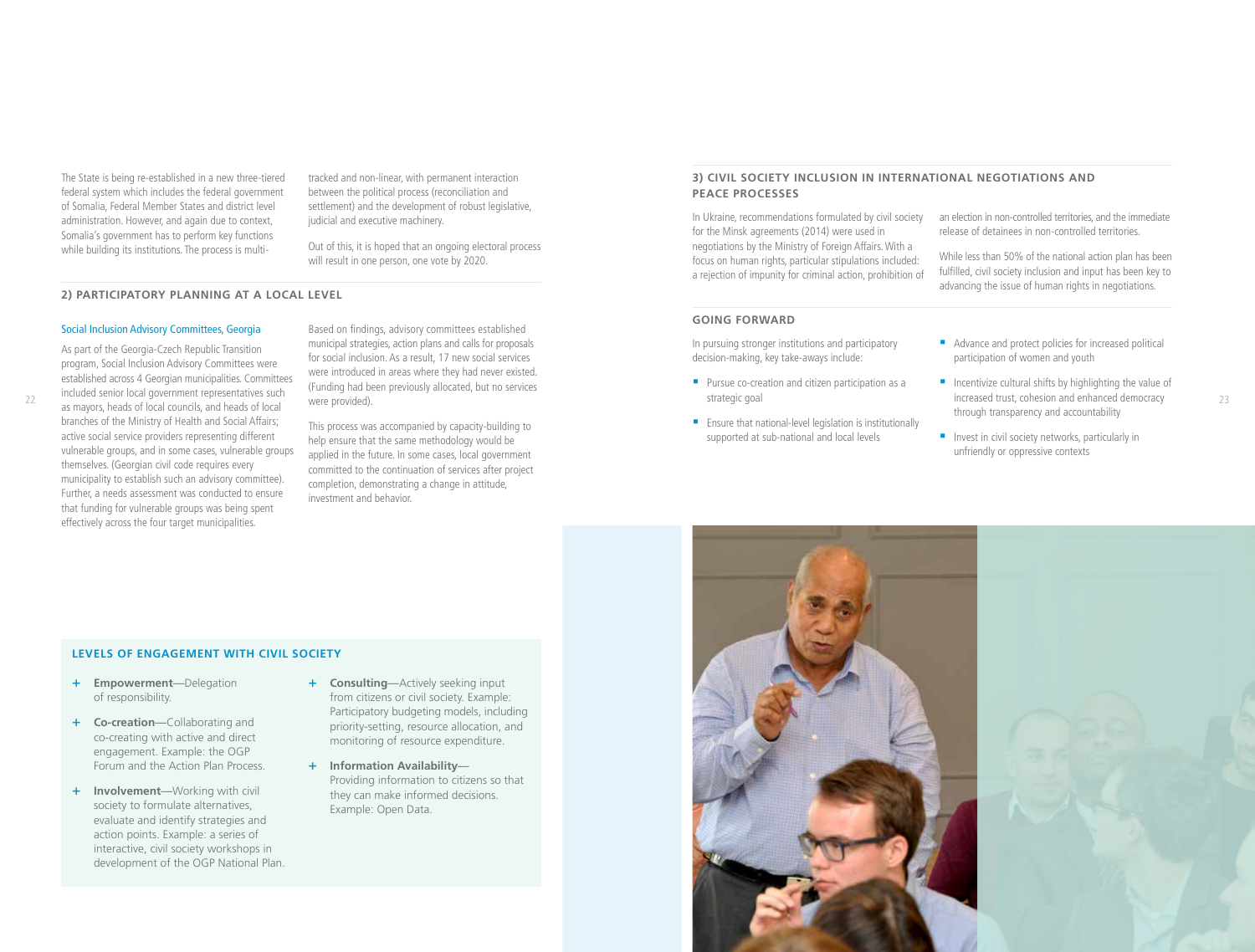The State is being re-established in a new three-tiered federal system which includes the federal government of Somalia, Federal Member States and district level administration. However, and again due to context, Somalia's government has to perform key functions while building its institutions. The process is multi-tracked and non-linear, with permanent interaction between the political process (reconciliation and settlement) and the development of robust legislative, judicial and executive machinery.

Out of this, it is hoped that an ongoing electoral process will result in one person, one vote by 2020.

## 2) PARTICIPATORY PLANNING AT A LOCAL LEVEL

### Social Inclusion Advisory Committees, Georgia

As part of the Georgia-Czech Republic Transition program, Social Inclusion Advisory Committees were established across 4 Georgian municipalities. Committees included senior local government representatives such as mayors, heads of local councils, and heads of local branches of the Ministry of Health and Social Affairs; active social service providers representing different vulnerable groups, and in some cases, vulnerable groups themselves. (Georgian civil code requires every municipality to establish such an advisory committee). Further, a needs assessment was conducted to ensure that funding for vulnerable groups was being spent effectively across the four target municipalities.

Based on findings, advisory committees established municipal strategies, action plans and calls for proposals for social inclusion. As a result, 17 new social services were introduced in areas where they had never existed. (Funding had been previously allocated, but no services were provided).

This process was accompanied by capacity-building to help ensure that the same methodology would be applied in the future. In some cases, local government committed to the continuation of services after project completion, demonstrating a change in attitude, investment and behavior.

### LEVELS OF ENGAGEMENT WITH CIVIL SOCIETY

- **Empowerment**—Delegation of responsibility.
- **Co-creation**—Collaborating and co-creating with active and direct engagement. Example: the OGP Forum and the Action Plan Process.
- **Involvement**—Working with civil society to formulate alternatives, evaluate and identify strategies and action points. Example: a series of interactive, civil society workshops in development of the OGP National Plan.
- **Consulting**—Actively seeking input from citizens or civil society. Example: Participatory budgeting models, including priority-setting, resource allocation, and monitoring of resource expenditure.
- **Information Availability**—Providing information to citizens so that they can make informed decisions. Example: Open Data.

## 3) CIVIL SOCIETY INCLUSION IN INTERNATIONAL NEGOTIATIONS AND PEACE PROCESSES

In Ukraine, recommendations formulated by civil society for the Minsk agreements (2014) were used in negotiations by the Ministry of Foreign Affairs. With a focus on human rights, particular stipulations included: a rejection of impunity for criminal action, prohibition of an election in non-controlled territories, and the immediate release of detainees in non-controlled territories.

While less than 50% of the national action plan has been fulfilled, civil society inclusion and input has been key to advancing the issue of human rights in negotiations.

## GOING FORWARD

In pursuing stronger institutions and participatory decision-making, key take-aways include:

- Pursue co-creation and citizen participation as a strategic goal
- Ensure that national-level legislation is institutionally supported at sub-national and local levels
- Advance and protect policies for increased political participation of women and youth
- Incentivize cultural shifts by highlighting the value of increased trust, cohesion and enhanced democracy through transparency and accountability
- Invest in civil society networks, particularly in unfriendly or oppressive contexts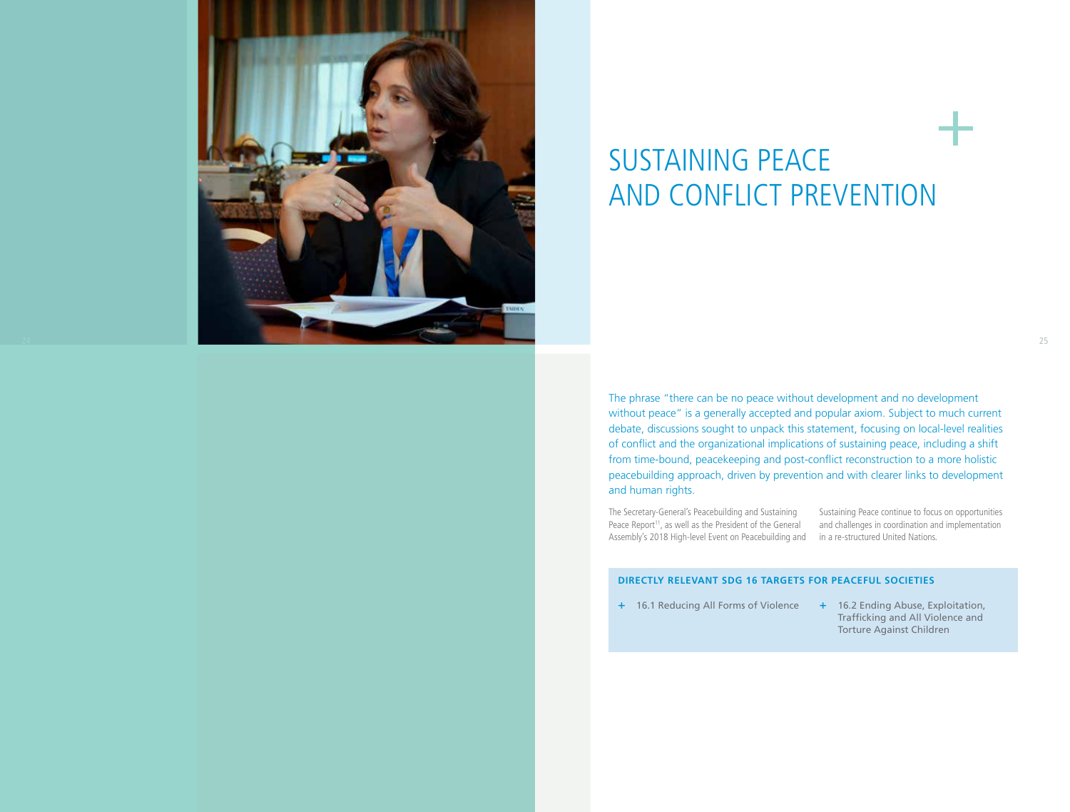# SUSTAINING PEACE AND CONFLICT PREVENTION

The phrase "there can be no peace without development and no development without peace" is a generally accepted and popular axiom. Subject to much current debate, discussions sought to unpack this statement, focusing on local-level realities of conflict and the organizational implications of sustaining peace, including a shift from time-bound, peacekeeping and post-conflict reconstruction to a more holistic peacebuilding approach, driven by prevention and with clearer links to development and human rights.

The Secretary-General's Peacebuilding and Sustaining Peace Report[11], as well as the President of the General Assembly's 2018 High-level Event on Peacebuilding and Sustaining Peace continue to focus on opportunities and challenges in coordination and implementation in a re-structured United Nations.

**DIRECTLY RELEVANT SDG 16 TARGETS FOR PEACEFUL SOCIETIES**

- 16.1 Reducing All Forms of Violence
- 16.2 Ending Abuse, Exploitation, Trafficking and All Violence and Torture Against Children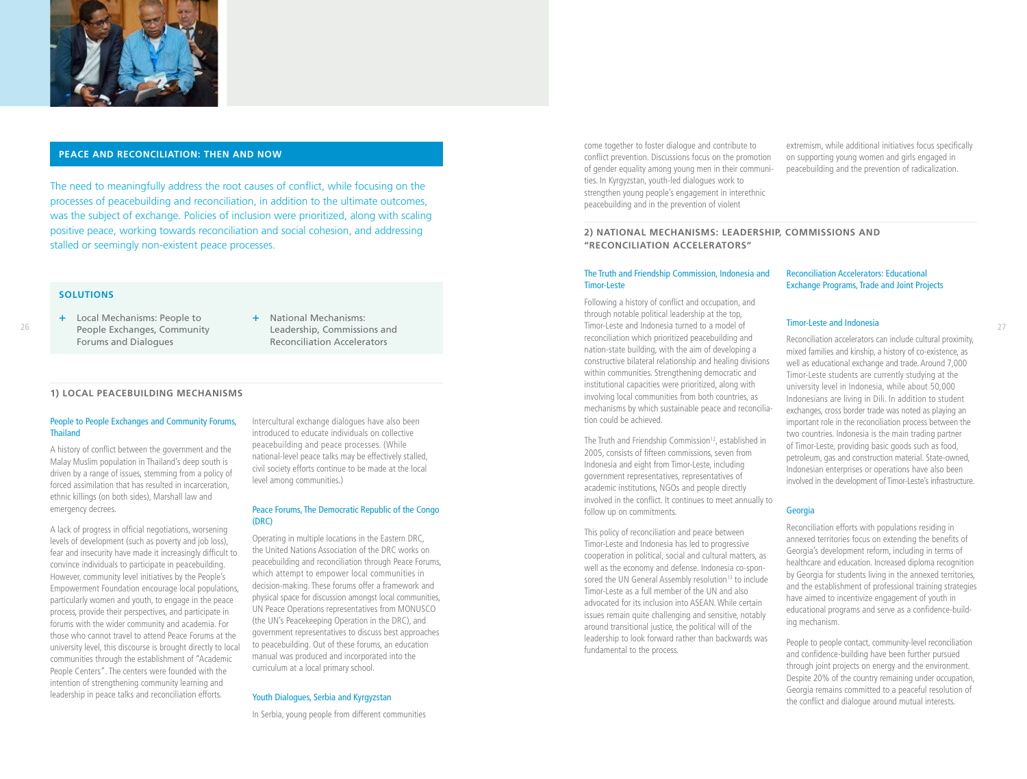## PEACE AND RECONCILIATION: THEN AND NOW

The need to meaningfully address the root causes of conflict, while focusing on the processes of peacebuilding and reconciliation, in addition to the ultimate outcomes, was the subject of exchange. Policies of inclusion were prioritized, along with scaling positive peace, working towards reconciliation and social cohesion, and addressing stalled or seemingly non-existent peace processes.

### SOLUTIONS

- + Local Mechanisms: People to People Exchanges, Community Forums and Dialogues
- + National Mechanisms: Leadership, Commissions and Reconciliation Accelerators

### 1) LOCAL PEACEBUILDING MECHANISMS

#### People to People Exchanges and Community Forums, Thailand

A history of conflict between the government and the Malay Muslim population in Thailand's deep south is driven by a range of issues, stemming from a policy of forced assimilation that has resulted in incarceration, ethnic killings (on both sides), Marshall law and emergency decrees.

A lack of progress in official negotiations, worsening levels of development (such as poverty and job loss), fear and insecurity have made it increasingly difficult to convince individuals to participate in peacebuilding. However, community level initiatives by the People's Empowerment Foundation encourage local populations, particularly women and youth, to engage in the peace process, provide their perspectives, and participate in forums with the wider community and academia. For those who cannot travel to attend Peace Forums at the university level, this discourse is brought directly to local communities through the establishment of "Academic People Centers". The centers were founded with the intention of strengthening community learning and leadership in peace talks and reconciliation efforts.

Intercultural exchange dialogues have also been introduced to educate individuals on collective peacebuilding and peace processes. (While national-level peace talks may be effectively stalled, civil society efforts continue to be made at the local level among communities.)

#### Peace Forums, The Democratic Republic of the Congo (DRC)

Operating in multiple locations in the Eastern DRC, the United Nations Association of the DRC works on peacebuilding and reconciliation through Peace Forums, which attempt to empower local communities in decision-making. These forums offer a framework and physical space for discussion amongst local communities, UN Peace Operations representatives from MONUSCO (the UN's Peacekeeping Operation in the DRC), and government representatives to discuss best approaches to peacebuilding. Out of these forums, an education manual was produced and incorporated into the curriculum at a local primary school.

#### Youth Dialogues, Serbia and Kyrgyzstan

In Serbia, young people from different communities come together to foster dialogue and contribute to conflict prevention. Discussions focus on the promotion of gender equality among young men in their communities. In Kyrgyzstan, youth-led dialogues work to strengthen young people's engagement in interethnic peacebuilding and in the prevention of violent extremism, while additional initiatives focus specifically on supporting young women and girls engaged in peacebuilding and the prevention of radicalization.

### 2) NATIONAL MECHANISMS: LEADERSHIP, COMMISSIONS AND "RECONCILIATION ACCELERATORS"

#### The Truth and Friendship Commission, Indonesia and Timor-Leste

Following a history of conflict and occupation, and through notable political leadership at the top, Timor-Leste and Indonesia turned to a model of reconciliation which prioritized peacebuilding and nation-state building, with the aim of developing a constructive bilateral relationship and healing divisions within communities. Strengthening democratic and institutional capacities were prioritized, along with involving local communities from both countries, as mechanisms by which sustainable peace and reconciliation could be achieved.

The Truth and Friendship Commission[12], established in 2005, consists of fifteen commissions, seven from Indonesia and eight from Timor-Leste, including government representatives, representatives of academic institutions, NGOs and people directly involved in the conflict. It continues to meet annually to follow up on commitments.

This policy of reconciliation and peace between Timor-Leste and Indonesia has led to progressive cooperation in political, social and cultural matters, as well as the economy and defense. Indonesia co-sponsored the UN General Assembly resolution[13] to include Timor-Leste as a full member of the UN and also advocated for its inclusion into ASEAN. While certain issues remain quite challenging and sensitive, notably around transitional justice, the political will of the leadership to look forward rather than backwards was fundamental to the process.

#### Reconciliation Accelerators: Educational Exchange Programs, Trade and Joint Projects

##### Timor-Leste and Indonesia

Reconciliation accelerators can include cultural proximity, mixed families and kinship, a history of co-existence, as well as educational exchange and trade. Around 7,000 Timor-Leste students are currently studying at the university level in Indonesia, while about 50,000 Indonesians are living in Dili. In addition to student exchanges, cross border trade was noted as playing an important role in the reconciliation process between the two countries. Indonesia is the main trading partner of Timor-Leste, providing basic goods such as food, petroleum, gas and construction material. State-owned, Indonesian enterprises or operations have also been involved in the development of Timor-Leste's infrastructure.

##### Georgia

Reconciliation efforts with populations residing in annexed territories focus on extending the benefits of Georgia's development reform, including in terms of healthcare and education. Increased diploma recognition by Georgia for students living in the annexed territories, and the establishment of professional training strategies have aimed to incentivize engagement of youth in educational programs and serve as a confidence-building mechanism.

People to people contact, community-level reconciliation and confidence-building have been further pursued through joint projects on energy and the environment. Despite 20% of the country remaining under occupation, Georgia remains committed to a peaceful resolution of the conflict and dialogue around mutual interests.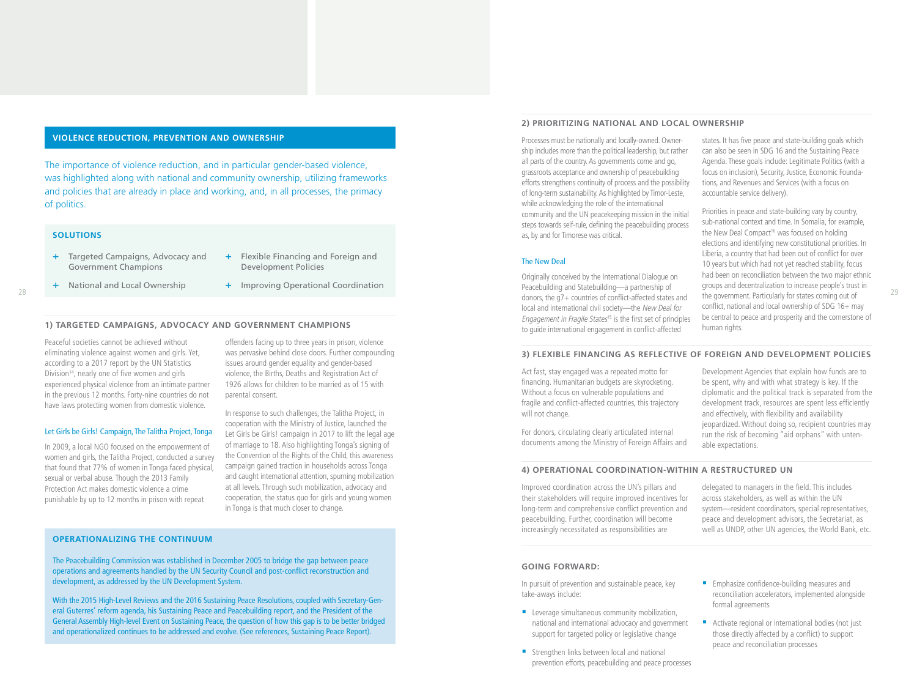## VIOLENCE REDUCTION, PREVENTION AND OWNERSHIP

The importance of violence reduction, and in particular gender-based violence, was highlighted along with national and community ownership, utilizing frameworks and policies that are already in place and working, and, in all processes, the primacy of politics.

### SOLUTIONS

- Targeted Campaigns, Advocacy and Government Champions
- National and Local Ownership
- Flexible Financing and Foreign and Development Policies
- Improving Operational Coordination

### 1) TARGETED CAMPAIGNS, ADVOCACY AND GOVERNMENT CHAMPIONS

Peaceful societies cannot be achieved without eliminating violence against women and girls. Yet, according to a 2017 report by the UN Statistics Division[14], nearly one of five women and girls experienced physical violence from an intimate partner in the previous 12 months. Forty-nine countries do not have laws protecting women from domestic violence.

#### Let Girls be Girls! Campaign, The Talitha Project, Tonga

In 2009, a local NGO focused on the empowerment of women and girls, the Talitha Project, conducted a survey that found that 77% of women in Tonga faced physical, sexual or verbal abuse. Though the 2013 Family Protection Act makes domestic violence a crime punishable by up to 12 months in prison with repeat offenders facing up to three years in prison, violence was pervasive behind closed doors. Further compounding issues around gender equality and gender-based violence, the Births, Deaths and Registration Act of 1926 allows for children to be married as of 15 with parental consent.

In response to such challenges, the Talitha Project, in cooperation with the Ministry of Justice, launched the Let Girls be Girls! campaign in 2017 to lift the legal age of marriage to 18. Also highlighting Tonga's signing of the Convention of the Rights of the Child, this awareness campaign gained traction in households across Tonga and caught international attention, spurning mobilization at all levels. Through such mobilization, advocacy and cooperation, the status quo for girls and young women in Tonga is that much closer to change.

### OPERATIONALIZING THE CONTINUUM

The Peacebuilding Commission was established in December 2005 to bridge the gap between peace operations and agreements handled by the UN Security Council and post-conflict reconstruction and development, as addressed by the UN Development System.

With the 2015 High-Level Reviews and the 2016 Sustaining Peace Resolutions, coupled with Secretary-General Guterres' reform agenda, his Sustaining Peace and Peacebuilding report, and the President of the General Assembly High-level Event on Sustaining Peace, the question of how this gap is to be better bridged and operationalized continues to be addressed and evolve. (See references, Sustaining Peace Report).

### 2) PRIORITIZING NATIONAL AND LOCAL OWNERSHIP

Processes must be nationally and locally-owned. Ownership includes more than the political leadership, but rather all parts of the country. As governments come and go, grassroots acceptance and ownership of peacebuilding efforts strengthens continuity of process and the possibility of long-term sustainability. As highlighted by Timor-Leste, while acknowledging the role of the international community and the UN peacekeeping mission in the initial steps towards self-rule, defining the peacebuilding process as, by and for Timorese was critical.

#### The New Deal

Originally conceived by the International Dialogue on Peacebuilding and Statebuilding—a partnership of donors, the g7+ countries of conflict-affected states and local and international civil society—the *New Deal for Engagement in Fragile States*[15] is the first set of principles to guide international engagement in conflict-affected states. It has five peace and state-building goals which can also be seen in SDG 16 and the Sustaining Peace Agenda. These goals include: Legitimate Politics (with a focus on inclusion), Security, Justice, Economic Foundations, and Revenues and Services (with a focus on accountable service delivery).

Priorities in peace and state-building vary by country, sub-national context and time. In Somalia, for example, the New Deal Compact[16] was focused on holding elections and identifying new constitutional priorities. In Liberia, a country that had been out of conflict for over 10 years but which had not yet reached stability, focus had been on reconciliation between the two major ethnic groups and decentralization to increase people's trust in the government. Particularly for states coming out of conflict, national and local ownership of SDG 16+ may be central to peace and prosperity and the cornerstone of human rights.

### 3) FLEXIBLE FINANCING AS REFLECTIVE OF FOREIGN AND DEVELOPMENT POLICIES

Act fast, stay engaged was a repeated motto for financing. Humanitarian budgets are skyrocketing. Without a focus on vulnerable populations and fragile and conflict-affected countries, this trajectory will not change.

For donors, circulating clearly articulated internal documents among the Ministry of Foreign Affairs and Development Agencies that explain how funds are to be spent, why and with what strategy is key. If the diplomatic and the political track is separated from the development track, resources are spent less efficiently and effectively, with flexibility and availability jeopardized. Without doing so, recipient countries may run the risk of becoming "aid orphans" with untenable expectations.

### 4) OPERATIONAL COORDINATION-WITHIN A RESTRUCTURED UN

Improved coordination across the UN's pillars and their stakeholders will require improved incentives for long-term and comprehensive conflict prevention and peacebuilding. Further, coordination will become increasingly necessitated as responsibilities are delegated to managers in the field. This includes across stakeholders, as well as within the UN system—resident coordinators, special representatives, peace and development advisors, the Secretariat, as well as UNDP, other UN agencies, the World Bank, etc.

### GOING FORWARD:

In pursuit of prevention and sustainable peace, key take-aways include:

- Leverage simultaneous community mobilization, national and international advocacy and government support for targeted policy or legislative change
- Strengthen links between local and national prevention efforts, peacebuilding and peace processes
- Emphasize confidence-building measures and reconciliation accelerators, implemented alongside formal agreements
- Activate regional or international bodies (not just those directly affected by a conflict) to support peace and reconciliation processes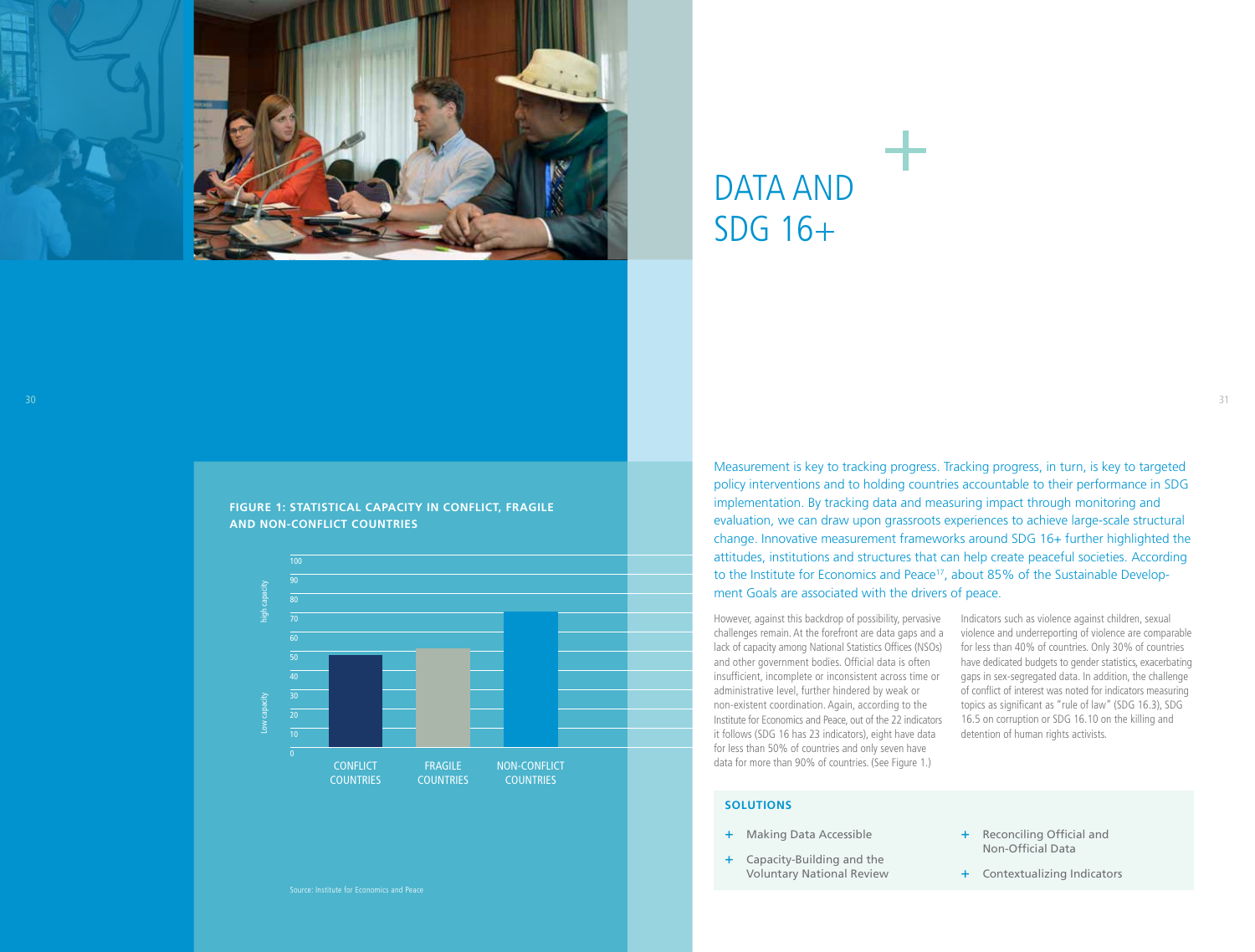# DATA AND SDG 16+

Measurement is key to tracking progress. Tracking progress, in turn, is key to targeted policy interventions and to holding countries accountable to their performance in SDG implementation. By tracking data and measuring impact through monitoring and evaluation, we can draw upon grassroots experiences to achieve large-scale structural change. Innovative measurement frameworks around SDG 16+ further highlighted the attitudes, institutions and structures that can help create peaceful societies. According to the Institute for Economics and Peace[17], about 85% of the Sustainable Development Goals are associated with the drivers of peace.

However, against this backdrop of possibility, pervasive challenges remain. At the forefront are data gaps and a lack of capacity among National Statistics Offices (NSOs) and other government bodies. Official data is often insufficient, incomplete or inconsistent across time or administrative level, further hindered by weak or non-existent coordination. Again, according to the Institute for Economics and Peace, out of the 22 indicators it follows (SDG 16 has 23 indicators), eight have data for less than 50% of countries and only seven have data for more than 90% of countries. (See Figure 1.)

Indicators such as violence against children, sexual violence and underreporting of violence are comparable for less than 40% of countries. Only 30% of countries have dedicated budgets to gender statistics, exacerbating gaps in sex-segregated data. In addition, the challenge of conflict of interest was noted for indicators measuring topics as significant as "rule of law" (SDG 16.3), SDG 16.5 on corruption or SDG 16.10 on the killing and detention of human rights activists.

**FIGURE 1: STATISTICAL CAPACITY IN CONFLICT, FRAGILE AND NON-CONFLICT COUNTRIES**

| Countries | Statistical capacity (0 = low capacity, 100 = high capacity) |
|---|---|
| Conflict countries | ~48 |
| Fragile countries | ~51 |
| Non-conflict countries | ~70 |

Source: Institute for Economics and Peace

## SOLUTIONS

- + Making Data Accessible
- + Capacity-Building and the Voluntary National Review
- + Reconciling Official and Non-Official Data
- + Contextualizing Indicators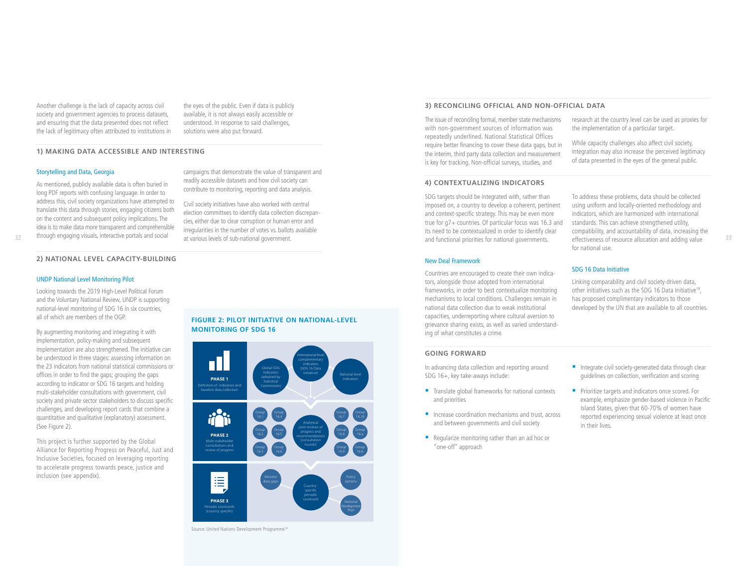Another challenge is the lack of capacity across civil society and government agencies to process datasets, and ensuring that the data presented does not reflect the lack of legitimacy often attributed to institutions in the eyes of the public. Even if data is publicly available, it is not always easily accessible or understood. In response to said challenges, solutions were also put forward.

### 1) MAKING DATA ACCESSIBLE AND INTERESTING

#### Storytelling and Data, Georgia

As mentioned, publicly available data is often buried in long PDF reports with confusing language. In order to address this, civil society organizations have attempted to translate this data through stories, engaging citizens both on the content and subsequent policy implications. The idea is to make data more transparent and comprehensible through engaging visuals, interactive portals and social campaigns that demonstrate the value of transparent and readily accessible datasets and how civil society can contribute to monitoring, reporting and data analysis.

Civil society initiatives have also worked with central election committees to identify data collection discrepancies, either due to clear corruption or human error and irregularities in the number of votes vs. ballots available at various levels of sub-national government.

### 2) NATIONAL LEVEL CAPACITY-BUILDING

#### UNDP National Level Monitoring Pilot

Looking towards the 2019 High-Level Political Forum and the Voluntary National Review, UNDP is supporting national-level monitoring of SDG 16 in six countries, all of which are members of the OGP.

By augmenting monitoring and integrating it with implementation, policy-making and subsequent implementation are also strengthened. The initiative can be understood in three stages: assessing information on the 23 indicators from national statistical commissions or offices in order to find the gaps; grouping the gaps according to indicator or SDG 16 targets and holding multi-stakeholder consultations with government, civil society and private sector stakeholders to discuss specific challenges, and developing report cards that combine a quantitative and qualitative (explanatory) assessment. (See Figure 2).

This project is further supported by the Global Alliance for Reporting Progress on Peaceful, Just and Inclusive Societies, focused on leveraging reporting to accelerate progress towards peace, justice and inclusion (see appendix).

**FIGURE 2: PILOT INITIATIVE ON NATIONAL-LEVEL MONITORING OF SDG 16**

PHASE 1 — Definition of indicators and baseline data collection: Global SDG Indicators (adopted by Statistical Commission); International-level complementary indicators (SDG 16 Data Initiative); National-level indicators

PHASE 2 — Multi-stakeholder consultations and review of progress: Group 16.1, Group 16.2, Group 16.3, Group 16.4, Group 16.5, Group 16.6, Analytical joint reviews of progress and recommendations (consultation rounds), Group 16.7, Group 16.8, Group 16.9, Group 16.10, Group 16.a, Group 16.b

PHASE 3 — Periodic scorecards (country specific): Monitor data gaps; Country-specific periodic scorecard; Policy options; National Development Plan

Source: United Nations Development Programme[18]

### 3) RECONCILING OFFICIAL AND NON-OFFICIAL DATA

The issue of reconciling formal, member state mechanisms with non-government sources of information was repeatedly underlined. National Statistical Offices require better financing to cover these data gaps, but in the interim, third party data collection and measurement is key for tracking. Non-official surveys, studies, and research at the country level can be used as proxies for the implementation of a particular target.

While capacity challenges also affect civil society, integration may also increase the perceived legitimacy of data presented in the eyes of the general public.

### 4) CONTEXTUALIZING INDICATORS

SDG targets should be integrated with, rather than imposed on, a country to develop a coherent, pertinent and context-specific strategy. This may be even more true for g7+ countries. Of particular focus was 16.3 and its need to be contextualized in order to identify clear and functional priorities for national governments.

#### New Deal Framework

Countries are encouraged to create their own indicators, alongside those adopted from international frameworks, in order to best contextualize monitoring mechanisms to local conditions. Challenges remain in national data collection due to weak institutional capacities, underreporting where cultural aversion to grievance sharing exists, as well as varied understanding of what constitutes a crime.

To address these problems, data should be collected using uniform and locally-oriented methodology and indicators, which are harmonized with international standards. This can achieve strengthened utility, compatibility, and accountability of data, increasing the effectiveness of resource allocation and adding value for national use.

#### SDG 16 Data Initiative

Linking comparability and civil society-driven data, other initiatives such as the SDG 16 Data Initiative[19], has proposed complimentary indicators to those developed by the UN that are available to all countries.

### GOING FORWARD

In advancing data collection and reporting around SDG 16+, key take-aways include:

- Translate global frameworks for national contexts and priorities
- Increase coordination mechanisms and trust, across and between governments and civil society
- Regularize monitoring rather than an ad hoc or "one-off" approach
- Integrate civil society-generated data through clear guidelines on collection, verification and scoring
- Prioritize targets and indicators once scored. For example, emphasize gender-based violence in Pacific Island States, given that 60-70% of women have reported experiencing sexual violence at least once in their lives.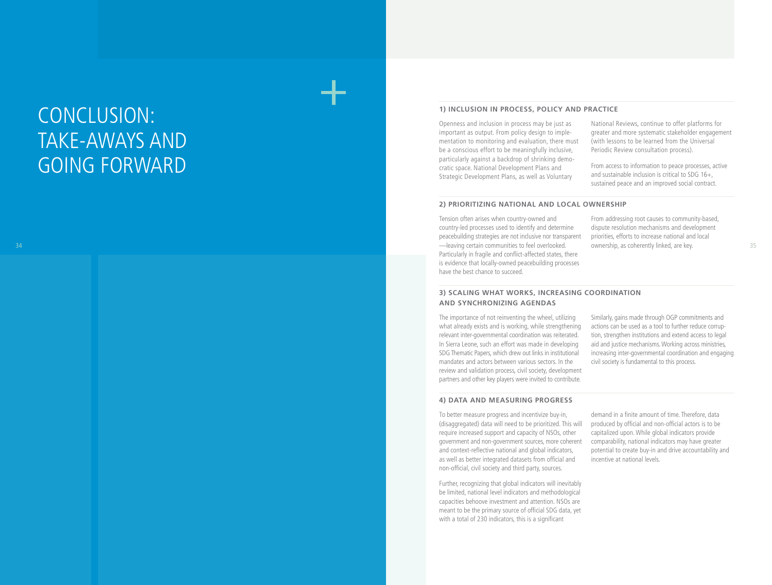# CONCLUSION: TAKE-AWAYS AND GOING FORWARD

## 1) INCLUSION IN PROCESS, POLICY AND PRACTICE

Openness and inclusion in process may be just as important as output. From policy design to implementation to monitoring and evaluation, there must be a conscious effort to be meaningfully inclusive, particularly against a backdrop of shrinking democratic space. National Development Plans and Strategic Development Plans, as well as Voluntary National Reviews, continue to offer platforms for greater and more systematic stakeholder engagement (with lessons to be learned from the Universal Periodic Review consultation process).

From access to information to peace processes, active and sustainable inclusion is critical to SDG 16+, sustained peace and an improved social contract.

## 2) PRIORITIZING NATIONAL AND LOCAL OWNERSHIP

Tension often arises when country-owned and country-led processes used to identify and determine peacebuilding strategies are not inclusive nor transparent —leaving certain communities to feel overlooked. Particularly in fragile and conflict-affected states, there is evidence that locally-owned peacebuilding processes have the best chance to succeed.

From addressing root causes to community-based, dispute resolution mechanisms and development priorities, efforts to increase national and local ownership, as coherently linked, are key.

## 3) SCALING WHAT WORKS, INCREASING COORDINATION AND SYNCHRONIZING AGENDAS

The importance of not reinventing the wheel, utilizing what already exists and is working, while strengthening relevant inter-governmental coordination was reiterated. In Sierra Leone, such an effort was made in developing SDG Thematic Papers, which drew out links in institutional mandates and actors between various sectors. In the review and validation process, civil society, development partners and other key players were invited to contribute.

Similarly, gains made through OGP commitments and actions can be used as a tool to further reduce corruption, strengthen institutions and extend access to legal aid and justice mechanisms. Working across ministries, increasing inter-governmental coordination and engaging civil society is fundamental to this process.

## 4) DATA AND MEASURING PROGRESS

To better measure progress and incentivize buy-in, (disaggregated) data will need to be prioritized. This will require increased support and capacity of NSOs, other government and non-government sources, more coherent and context-reflective national and global indicators, as well as better integrated datasets from official and non-official, civil society and third party, sources.

Further, recognizing that global indicators will inevitably be limited, national level indicators and methodological capacities behoove investment and attention. NSOs are meant to be the primary source of official SDG data, yet with a total of 230 indicators, this is a significant demand in a finite amount of time. Therefore, data produced by official and non-official actors is to be capitalized upon. While global indicators provide comparability, national indicators may have greater potential to create buy-in and drive accountability and incentive at national levels.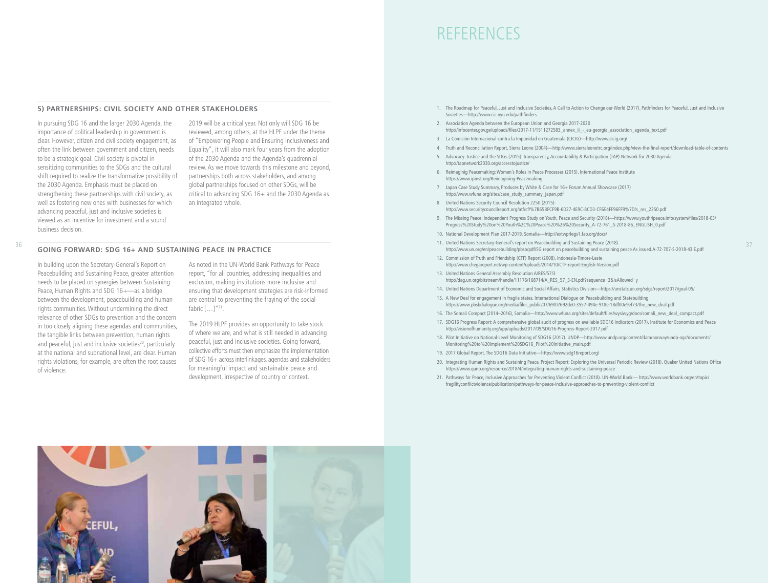### 5) PARTNERSHIPS: CIVIL SOCIETY AND OTHER STAKEHOLDERS

In pursuing SDG 16 and the larger 2030 Agenda, the importance of political leadership in government is clear. However, citizen and civil society engagement, as often the link between government and citizen, needs to be a strategic goal. Civil society is pivotal in sensitizing communities to the SDGs and the cultural shift required to realize the transformative possibility of the 2030 Agenda. Emphasis must be placed on strengthening these partnerships with civil society, as well as fostering new ones with businesses for which advancing peaceful, just and inclusive societies is viewed as an incentive for investment and a sound business decision.

2019 will be a critical year. Not only will SDG 16 be reviewed, among others, at the HLPF under the theme of "Empowering People and Ensuring Inclusiveness and Equality", it will also mark four years from the adoption of the 2030 Agenda and the Agenda's quadrennial review. As we move towards this milestone and beyond, partnerships both across stakeholders, and among global partnerships focused on other SDGs, will be critical to advancing SDG 16+ and the 2030 Agenda as an integrated whole.

### GOING FORWARD: SDG 16+ AND SUSTAINING PEACE IN PRACTICE

In building upon the Secretary-General's Report on Peacebuilding and Sustaining Peace, greater attention needs to be placed on synergies between Sustaining Peace, Human Rights and SDG 16+—as a bridge between the development, peacebuilding and human rights communities. Without undermining the direct relevance of other SDGs to prevention and the concern in too closely aligning these agendas and communities, the tangible links between prevention, human rights and peaceful, just and inclusive societies[20], particularly at the national and subnational level, are clear. Human rights violations, for example, are often the root causes of violence.

As noted in the UN-World Bank Pathways for Peace report, "for all countries, addressing inequalities and exclusion, making institutions more inclusive and ensuring that development strategies are risk-informed are central to preventing the fraying of the social fabric […]"[21].

The 2019 HLPF provides an opportunity to take stock of where we are, and what is still needed in advancing peaceful, just and inclusive societies. Going forward, collective efforts must then emphasize the implementation of SDG 16+ across interlinkages, agendas and stakeholders for meaningful impact and sustainable peace and development, irrespective of country or context.

# REFERENCES

1. The Roadmap for Peaceful, Just and Inclusive Societies, A Call to Action to Change our World (2017). Pathfinders for Peaceful, Just and Inclusive Societies—http://www.cic.nyu.edu/pathfinders
2. Association Agenda between the European Union and Georgia 2017-2020 http://infocenter.gov.ge/uploads/files/2017-11/1511272583_annex_ii_-_eu-georgia_association_agenda_text.pdf
3. La Comisión Internacional contra la Impunidad en Guatemala (CICIG)—http://www.cicig.org/
4. Truth and Reconciliation Report, Sierra Leone (2004)—http://www.sierraleonetrc.org/index.php/view-the-final-report/download-table-of-contents
5. Advocacy: Justice and the SDGs (2015). Transparency, Accountability & Participation (TAP) Network for 2030 Agenda http://tapnetwork2030.org/accesstojustice/
6. Reimaginig Peacemaking: Women's Roles in Peace Processes (2015). International Peace Institute https://www.ipinst.org/Reimagining-Peacemaking
7. Japan Case Study Summary, Produces by White & Case for 16+ Forum Annual Showcase (2017) http://www.wfuna.org/sites/case_study_summary_japan.pdf
8. United Nations Security Council Resolution 2250 (2015)- http://www.securitycouncilreport.org/atf/cf/%7B65BFCF9B-6D27-4E9C-8CD3-CF6E4FF96FF9%7D/s_res_2250.pdf
9. The Missing Peace: Independent Progress Study on Youth, Peace and Security (2018)—https://www.youth4peace.info/system/files/2018-03/Progress%20Study%20on%20Youth%2C%20Peace%20%26%20Security_A-72-761_S-2018-86_ENGLISH_0.pdf
10. National Development Plan 2017-2019, Somalia—http://extwprlegs1.fao.org/docs/
11. United Nations Secretary-General's report on Peacebuilding and Sustaining Peace (2018) http://www.un.org/en/peacebuilding/pbso/pdf/SG report on peacebuilding and sustaining peace.As issued.A-72-707-S-2018-43.E.pdf
12. Commission of Truth and Friendship (CTF) Report (2008), Indonesia-Timore-Leste http://www.chegareport.net/wp-content/uploads/2014/10/CTF-report-English-Version.pdf
13. United Nations General Assembly Resolution A/RES/57/3 http://dag.un.org/bitstream/handle/11176/168714/A_RES_57_3-EN.pdf?sequence=3&isAllowed=y
14. United Nations Department of Economic and Social Affairs, Statistics Division—https://unstats.un.org/sdgs/report/2017/goal-05/
15. A New Deal for engagement in fragile states. International Dialogue on Peacebuilding and Statebuilding https://www.pbsbdialogue.org/media/filer_public/07/69/07692de0-3557-494e-918e-18df00e9ef73/the_new_deal.pdf
16. The Somali Compact (2014–2016), Somalia—http://www.wfuna.org/sites/default/files/wysiwyg/docs/somali_new_deal_compact.pdf
17. SDG16 Progress Report: A comprehensive global audit of progress on available SDG16 indicators (2017). Institute for Economics and Peace http://visionofhumanity.org/app/uploads/2017/09/SDG16-Progress-Report-2017.pdf
18. Pilot Initiative on National-Level Monitoring of SDG16 (2017). UNDP—http://www.undp.org/content/dam/norway/undp-ogc/documents/Monitoring%20to%20Implement%20SDG16_Pilot%20Initiative_main.pdf
19. 2017 Global Report, The SDG16 Data Initiative—https://www.sdg16report.org/
20. Integrating Human Rights and Sustaining Peace, Project Report: Exploring the Universal Periodic Review (2018). Quaker United Nations Office https://www.quno.org/resource/2018/4/integrating-human-rights-and-sustaining-peace
21. Pathways for Peace, Inclusive Approaches for Preventing Violent Conflict (2018). UN-World Bank— http://www.worldbank.org/en/topic/fragilityconflictviolence/publication/pathways-for-peace-inclusive-approaches-to-preventing-violent-conflict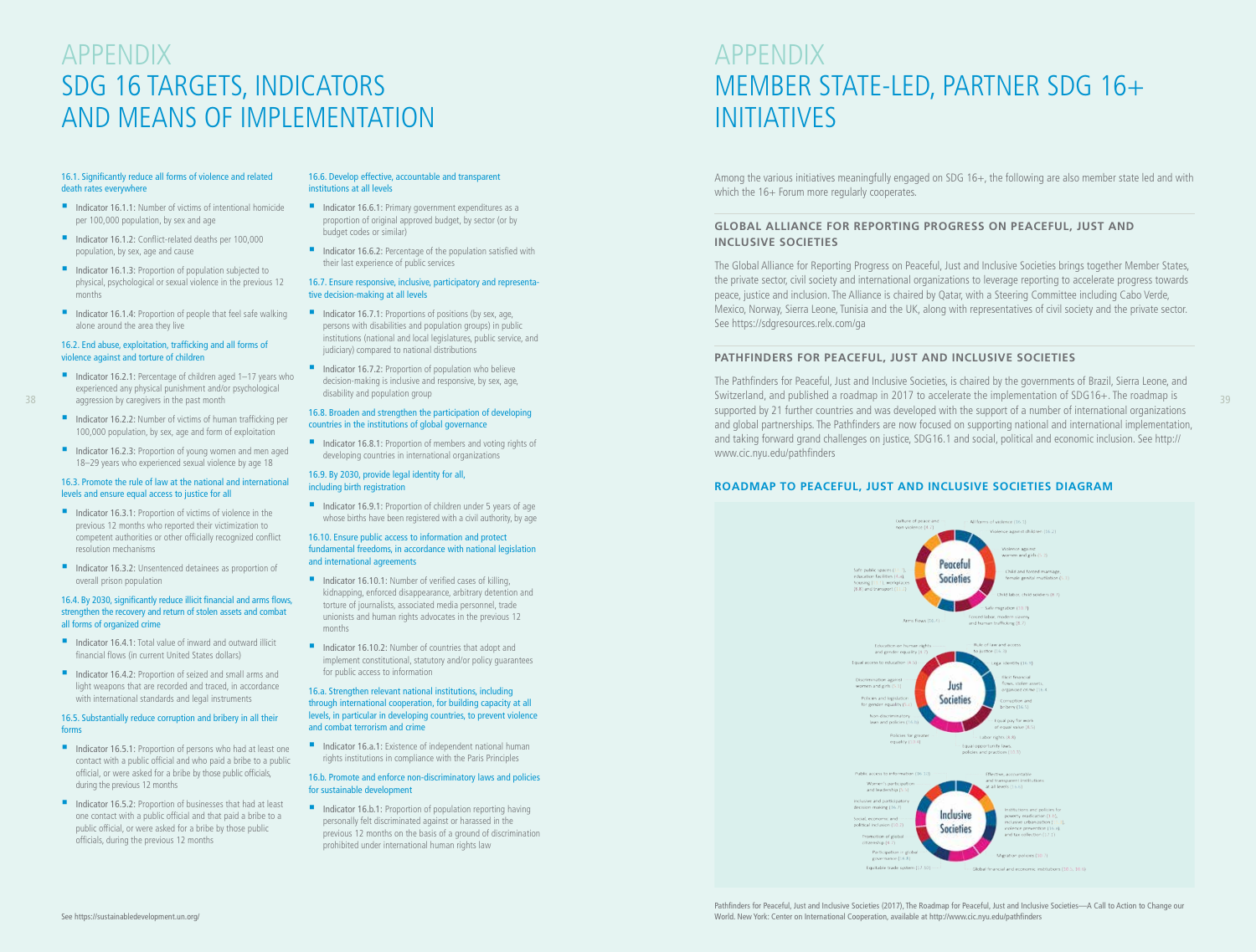# APPENDIX
# SDG 16 TARGETS, INDICATORS AND MEANS OF IMPLEMENTATION

16.1. Significantly reduce all forms of violence and related death rates everywhere

- Indicator 16.1.1: Number of victims of intentional homicide per 100,000 population, by sex and age
- Indicator 16.1.2: Conflict-related deaths per 100,000 population, by sex, age and cause
- Indicator 16.1.3: Proportion of population subjected to physical, psychological or sexual violence in the previous 12 months
- Indicator 16.1.4: Proportion of people that feel safe walking alone around the area they live

16.2. End abuse, exploitation, trafficking and all forms of violence against and torture of children

- Indicator 16.2.1: Percentage of children aged 1–17 years who experienced any physical punishment and/or psychological aggression by caregivers in the past month
- Indicator 16.2.2: Number of victims of human trafficking per 100,000 population, by sex, age and form of exploitation
- Indicator 16.2.3: Proportion of young women and men aged 18–29 years who experienced sexual violence by age 18

16.3. Promote the rule of law at the national and international levels and ensure equal access to justice for all

- Indicator 16.3.1: Proportion of victims of violence in the previous 12 months who reported their victimization to competent authorities or other officially recognized conflict resolution mechanisms
- Indicator 16.3.2: Unsentenced detainees as proportion of overall prison population

16.4. By 2030, significantly reduce illicit financial and arms flows, strengthen the recovery and return of stolen assets and combat all forms of organized crime

- Indicator 16.4.1: Total value of inward and outward illicit financial flows (in current United States dollars)
- Indicator 16.4.2: Proportion of seized and small arms and light weapons that are recorded and traced, in accordance with international standards and legal instruments

16.5. Substantially reduce corruption and bribery in all their forms

- Indicator 16.5.1: Proportion of persons who had at least one contact with a public official and who paid a bribe to a public official, or were asked for a bribe by those public officials, during the previous 12 months
- Indicator 16.5.2: Proportion of businesses that had at least one contact with a public official and that paid a bribe to a public official, or were asked for a bribe by those public officials, during the previous 12 months

16.6. Develop effective, accountable and transparent institutions at all levels

- Indicator 16.6.1: Primary government expenditures as a proportion of original approved budget, by sector (or by budget codes or similar)
- Indicator 16.6.2: Percentage of the population satisfied with their last experience of public services

16.7. Ensure responsive, inclusive, participatory and representative decision-making at all levels

- Indicator 16.7.1: Proportions of positions (by sex, age, persons with disabilities and population groups) in public institutions (national and local legislatures, public service, and judiciary) compared to national distributions
- Indicator 16.7.2: Proportion of population who believe decision-making is inclusive and responsive, by sex, age, disability and population group

16.8. Broaden and strengthen the participation of developing countries in the institutions of global governance

- Indicator 16.8.1: Proportion of members and voting rights of developing countries in international organizations

16.9. By 2030, provide legal identity for all, including birth registration

- Indicator 16.9.1: Proportion of children under 5 years of age whose births have been registered with a civil authority, by age

16.10. Ensure public access to information and protect fundamental freedoms, in accordance with national legislation and international agreements

- Indicator 16.10.1: Number of verified cases of killing, kidnapping, enforced disappearance, arbitrary detention and torture of journalists, associated media personnel, trade unionists and human rights advocates in the previous 12 months
- Indicator 16.10.2: Number of countries that adopt and implement constitutional, statutory and/or policy guarantees for public access to information

16.a. Strengthen relevant national institutions, including through international cooperation, for building capacity at all levels, in particular in developing countries, to prevent violence and combat terrorism and crime

- Indicator 16.a.1: Existence of independent national human rights institutions in compliance with the Paris Principles

16.b. Promote and enforce non-discriminatory laws and policies for sustainable development

- Indicator 16.b.1: Proportion of population reporting having personally felt discriminated against or harassed in the previous 12 months on the basis of a ground of discrimination prohibited under international human rights law

See https://sustainabledevelopment.un.org/

# APPENDIX
# MEMBER STATE-LED, PARTNER SDG 16+ INITIATIVES

Among the various initiatives meaningfully engaged on SDG 16+, the following are also member state led and with which the 16+ Forum more regularly cooperates.

## GLOBAL ALLIANCE FOR REPORTING PROGRESS ON PEACEFUL, JUST AND INCLUSIVE SOCIETIES

The Global Alliance for Reporting Progress on Peaceful, Just and Inclusive Societies brings together Member States, the private sector, civil society and international organizations to leverage reporting to accelerate progress towards peace, justice and inclusion. The Alliance is chaired by Qatar, with a Steering Committee including Cabo Verde, Mexico, Norway, Sierra Leone, Tunisia and the UK, along with representatives of civil society and the private sector. See https://sdgresources.relx.com/ga

## PATHFINDERS FOR PEACEFUL, JUST AND INCLUSIVE SOCIETIES

The Pathfinders for Peaceful, Just and Inclusive Societies, is chaired by the governments of Brazil, Sierra Leone, and Switzerland, and published a roadmap in 2017 to accelerate the implementation of SDG16+. The roadmap is supported by 21 further countries and was developed with the support of a number of international organizations and global partnerships. The Pathfinders are now focused on supporting national and international implementation, and taking forward grand challenges on justice, SDG16.1 and social, political and economic inclusion. See http://www.cic.nyu.edu/pathfinders

## ROADMAP TO PEACEFUL, JUST AND INCLUSIVE SOCIETIES DIAGRAM

Pathfinders for Peaceful, Just and Inclusive Societies (2017), The Roadmap for Peaceful, Just and Inclusive Societies—A Call to Action to Change our World. New York: Center on International Cooperation, available at http://www.cic.nyu.edu/pathfinders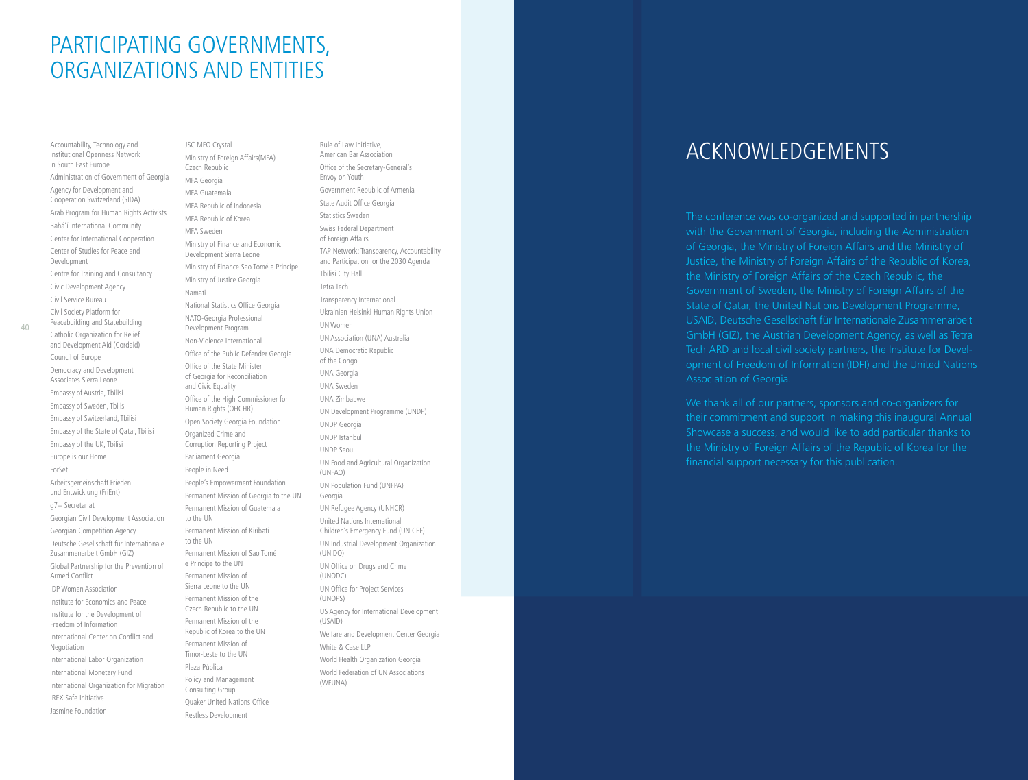# PARTICIPATING GOVERNMENTS, ORGANIZATIONS AND ENTITIES

Accountability, Technology and Institutional Openness Network in South East Europe
Administration of Government of Georgia
Agency for Development and Cooperation Switzerland (SIDA)
Arab Program for Human Rights Activists
Bahá'í International Community
Center for International Cooperation
Center of Studies for Peace and Development
Centre for Training and Consultancy
Civic Development Agency
Civil Service Bureau
Civil Society Platform for Peacebuilding and Statebuilding
Catholic Organization for Relief and Development Aid (Cordaid)
Council of Europe
Democracy and Development Associates Sierra Leone
Embassy of Austria, Tbilisi
Embassy of Sweden, Tbilisi
Embassy of Switzerland, Tbilisi
Embassy of the State of Qatar, Tbilisi
Embassy of the UK, Tbilisi
Europe is our Home
ForSet
Arbeitsgemeinschaft Frieden und Entwicklung (FriEnt)
g7+ Secretariat
Georgian Civil Development Association
Georgian Competition Agency
Deutsche Gesellschaft für Internationale Zusammenarbeit GmbH (GIZ)
Global Partnership for the Prevention of Armed Conflict
IDP Women Association
Institute for Economics and Peace
Institute for the Development of Freedom of Information
International Center on Conflict and Negotiation
International Labor Organization
International Monetary Fund
International Organization for Migration
IREX Safe Initiative
Jasmine Foundation
JSC MFO Crystal
Ministry of Foreign Affairs(MFA) Czech Republic
MFA Georgia
MFA Guatemala
MFA Republic of Indonesia
MFA Republic of Korea
MFA Sweden
Ministry of Finance and Economic Development Sierra Leone
Ministry of Finance Sao Tomé e Principe
Ministry of Justice Georgia
Namati
National Statistics Office Georgia
NATO-Georgia Professional Development Program
Non-Violence International
Office of the Public Defender Georgia
Office of the State Minister of Georgia for Reconciliation and Civic Equality
Office of the High Commissioner for Human Rights (OHCHR)
Open Society Georgia Foundation
Organized Crime and Corruption Reporting Project
Parliament Georgia
People in Need
People's Empowerment Foundation
Permanent Mission of Georgia to the UN
Permanent Mission of Guatemala to the UN
Permanent Mission of Kiribati to the UN
Permanent Mission of Sao Tomé e Principe to the UN
Permanent Mission of Sierra Leone to the UN
Permanent Mission of the Czech Republic to the UN
Permanent Mission of the Republic of Korea to the UN
Permanent Mission of Timor-Leste to the UN
Plaza Pública
Policy and Management Consulting Group
Quaker United Nations Office
Restless Development
Rule of Law Initiative, American Bar Association
Office of the Secretary-General's Envoy on Youth
Government Republic of Armenia
State Audit Office Georgia
Statistics Sweden
Swiss Federal Department of Foreign Affairs
TAP Network: Transparency, Accountability and Participation for the 2030 Agenda
Tbilisi City Hall
Tetra Tech
Transparency International
Ukrainian Helsinki Human Rights Union
UN Women
UN Association (UNA) Australia
UNA Democratic Republic of the Congo
UNA Georgia
UNA Sweden
UNA Zimbabwe
UN Development Programme (UNDP)
UNDP Georgia
UNDP Istanbul
UNDP Seoul
UN Food and Agricultural Organization (UNFAO)
UN Population Fund (UNFPA) Georgia
UN Refugee Agency (UNHCR)
United Nations International Children's Emergency Fund (UNICEF)
UN Industrial Development Organization (UNIDO)
UN Office on Drugs and Crime (UNODC)
UN Office for Project Services (UNOPS)
US Agency for International Development (USAID)
Welfare and Development Center Georgia
White & Case LLP
World Health Organization Georgia
World Federation of UN Associations (WFUNA)

# ACKNOWLEDGEMENTS

The conference was co-organized and supported in partnership with the Government of Georgia, including the Administration of Georgia, the Ministry of Foreign Affairs and the Ministry of Justice, the Ministry of Foreign Affairs of the Republic of Korea, the Ministry of Foreign Affairs of the Czech Republic, the Government of Sweden, the Ministry of Foreign Affairs of the State of Qatar, the United Nations Development Programme, USAID, Deutsche Gesellschaft für Internationale Zusammenarbeit GmbH (GIZ), the Austrian Development Agency, as well as Tetra Tech ARD and local civil society partners, the Institute for Development of Freedom of Information (IDFI) and the United Nations Association of Georgia.

We thank all of our partners, sponsors and co-organizers for their commitment and support in making this inaugural Annual Showcase a success, and would like to add particular thanks to the Ministry of Foreign Affairs of the Republic of Korea for the financial support necessary for this publication.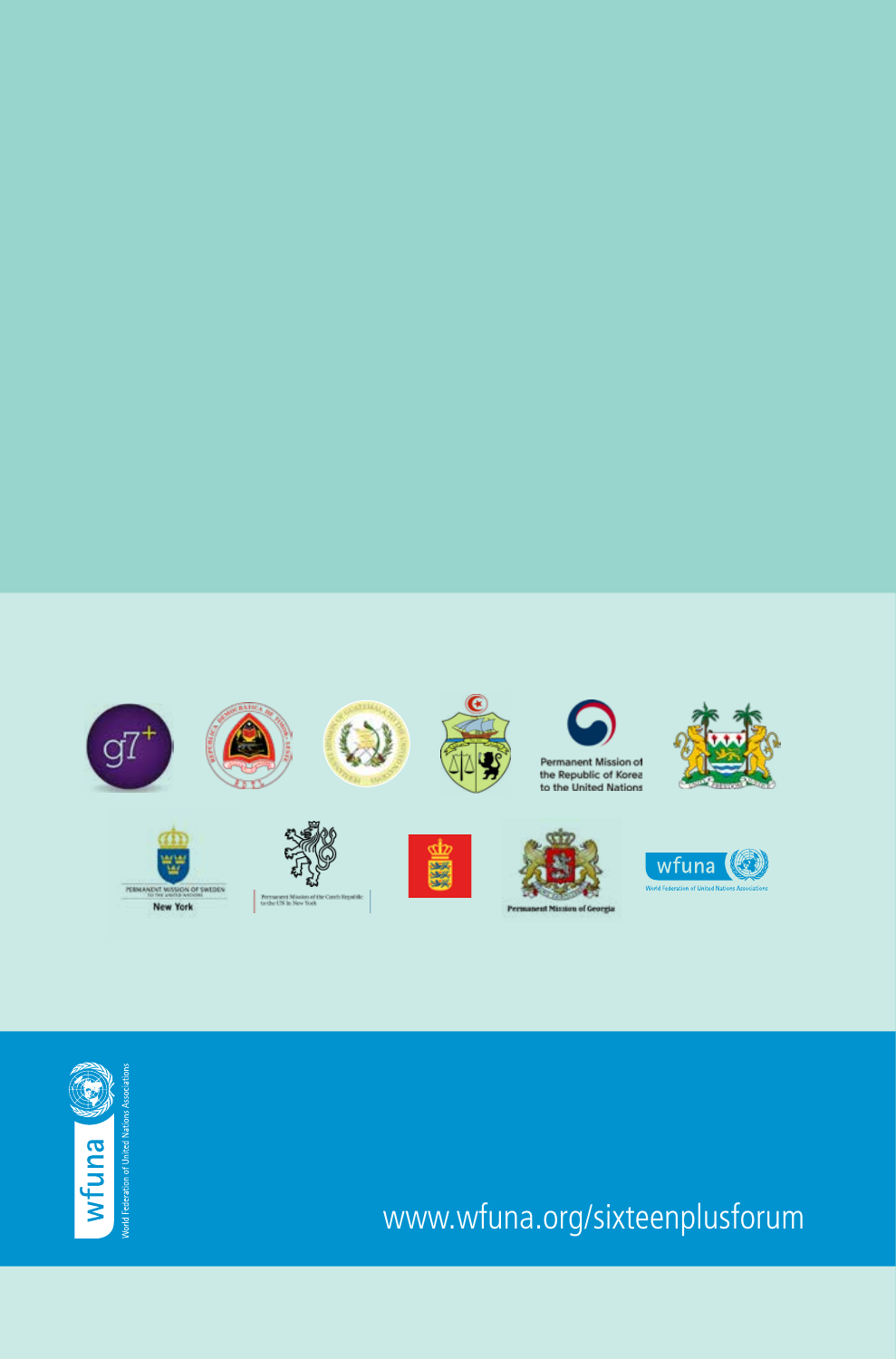Permanent Mission of the Republic of Korea to the United Nations

PERMANENT MISSION OF SWEDEN TO THE UNITED NATIONS

New York

Permanent Mission of the Czech Republic to the UN in New York

Permanent Mission of Georgia

wfuna

World Federation of United Nations Associations

www.wfuna.org/sixteenplusforum